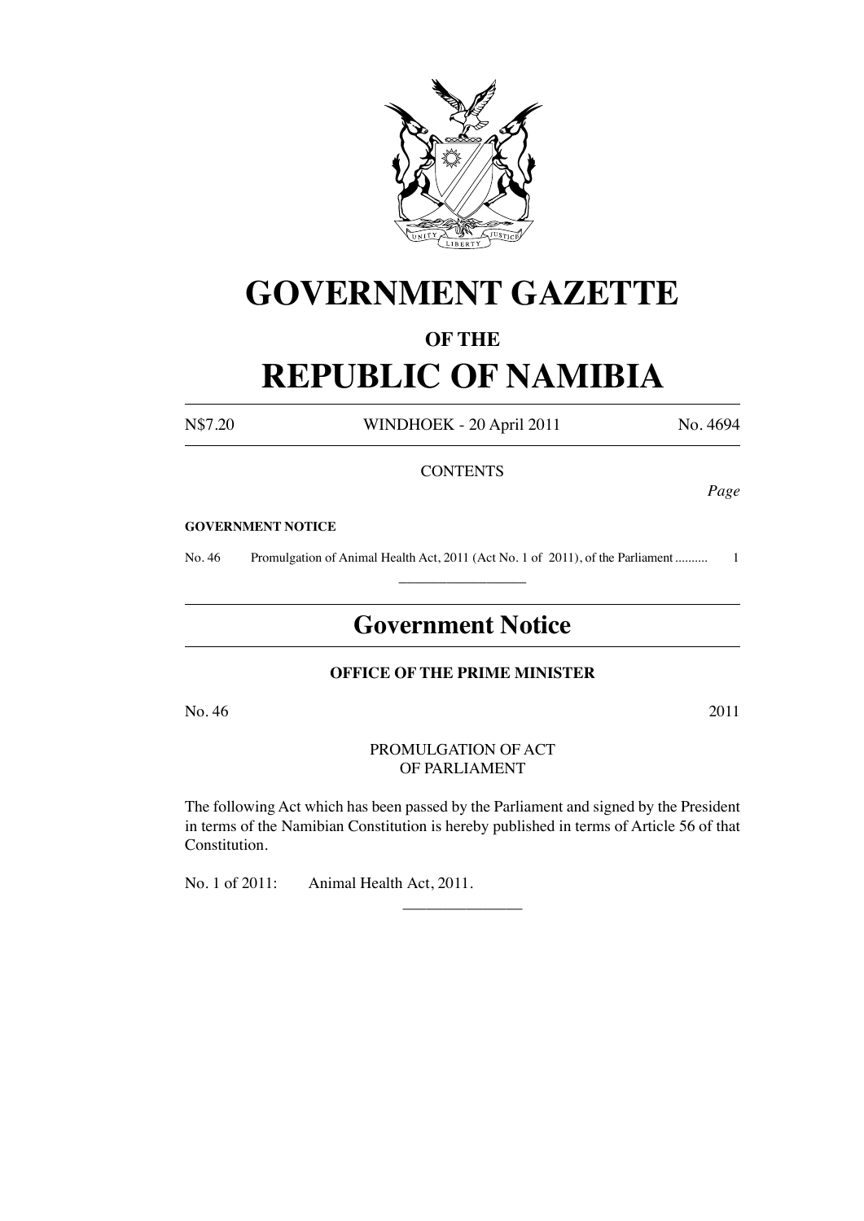# GOVERNMENT GAZETTE

## OF THE

# REPUBLIC OF NAMIBIA

N$7.20 WINDHOEK - 20 April 2011 No. 4694

CONTENTS

*Page*

**GOVERNMENT NOTICE**

No. 46 Promulgation of Animal Health Act, 2011 (Act No. 1 of 2011), of the Parliament .......... 1

---

## Government Notice

**OFFICE OF THE PRIME MINISTER**

No. 46 2011

PROMULGATION OF ACT
OF PARLIAMENT

The following Act which has been passed by the Parliament and signed by the President in terms of the Namibian Constitution is hereby published in terms of Article 56 of that Constitution.

No. 1 of 2011: Animal Health Act, 2011.

---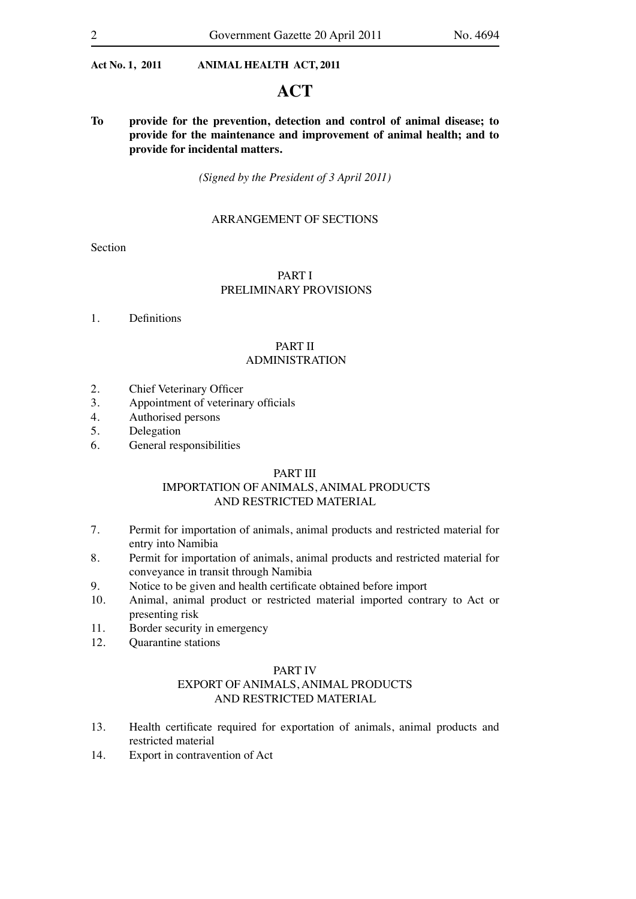**Act No. 1, 2011 ANIMAL HEALTH ACT, 2011**

# ACT

**To provide for the prevention, detection and control of animal disease; to provide for the maintenance and improvement of animal health; and to provide for incidental matters.**

*(Signed by the President of 3 April 2011)*

## ARRANGEMENT OF SECTIONS

Section

### PART I
### PRELIMINARY PROVISIONS

1. Definitions

### PART II
### ADMINISTRATION

2. Chief Veterinary Officer
3. Appointment of veterinary officials
4. Authorised persons
5. Delegation
6. General responsibilities

### PART III
### IMPORTATION OF ANIMALS, ANIMAL PRODUCTS AND RESTRICTED MATERIAL

7. Permit for importation of animals, animal products and restricted material for entry into Namibia
8. Permit for importation of animals, animal products and restricted material for conveyance in transit through Namibia
9. Notice to be given and health certificate obtained before import
10. Animal, animal product or restricted material imported contrary to Act or presenting risk
11. Border security in emergency
12. Quarantine stations

### PART IV
### EXPORT OF ANIMALS, ANIMAL PRODUCTS AND RESTRICTED MATERIAL

13. Health certificate required for exportation of animals, animal products and restricted material
14. Export in contravention of Act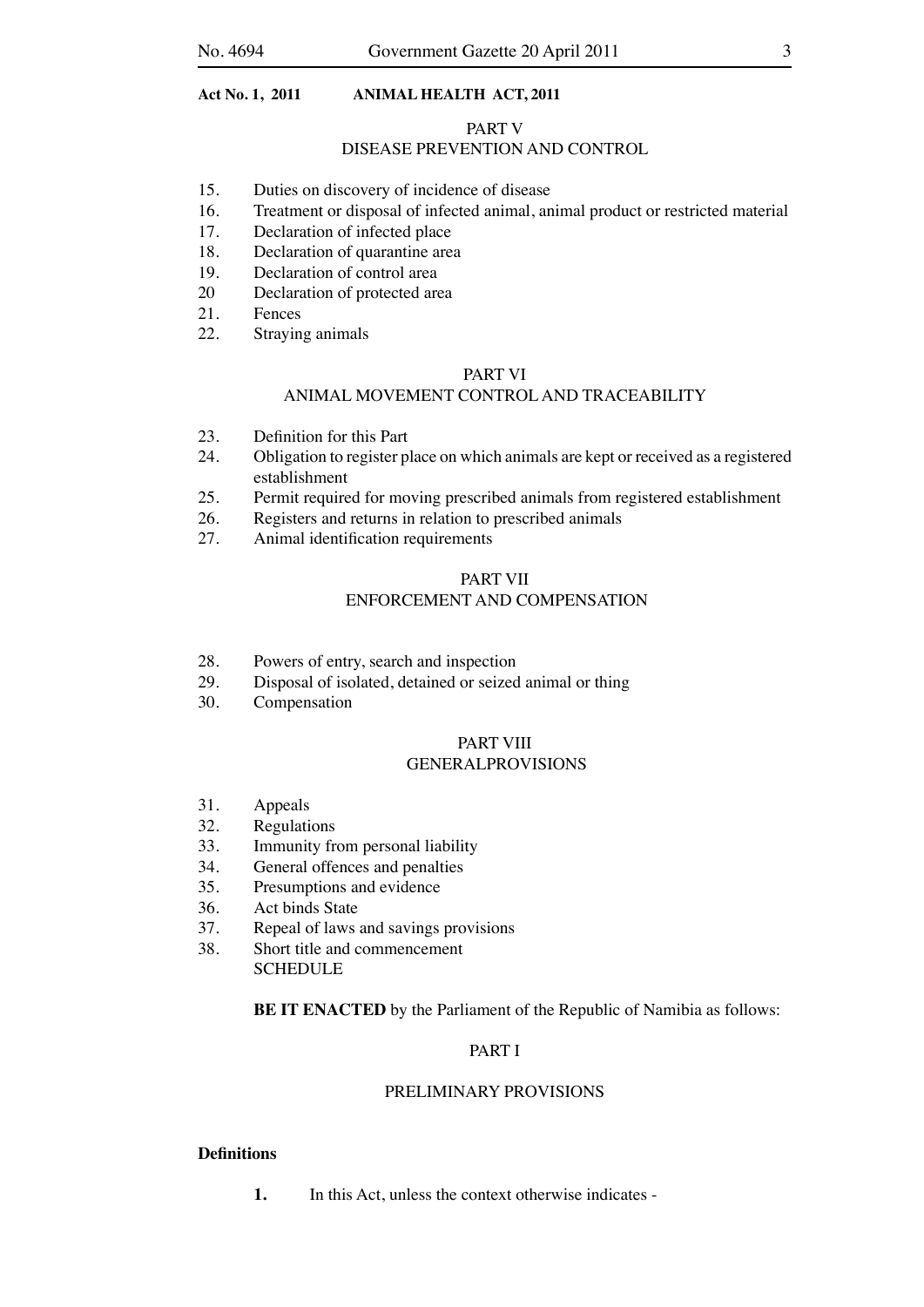PART V
DISEASE PREVENTION AND CONTROL

15. Duties on discovery of incidence of disease
16. Treatment or disposal of infected animal, animal product or restricted material
17. Declaration of infected place
18. Declaration of quarantine area
19. Declaration of control area
20 Declaration of protected area
21. Fences
22. Straying animals

PART VI
ANIMAL MOVEMENT CONTROL AND TRACEABILITY

23. Definition for this Part
24. Obligation to register place on which animals are kept or received as a registered establishment
25. Permit required for moving prescribed animals from registered establishment
26. Registers and returns in relation to prescribed animals
27. Animal identification requirements

PART VII
ENFORCEMENT AND COMPENSATION

28. Powers of entry, search and inspection
29. Disposal of isolated, detained or seized animal or thing
30. Compensation

PART VIII
GENERALPROVISIONS

31. Appeals
32. Regulations
33. Immunity from personal liability
34. General offences and penalties
35. Presumptions and evidence
36. Act binds State
37. Repeal of laws and savings provisions
38. Short title and commencement
SCHEDULE

**BE IT ENACTED** by the Parliament of the Republic of Namibia as follows:

PART I

PRELIMINARY PROVISIONS

**Definitions**

**1.** In this Act, unless the context otherwise indicates -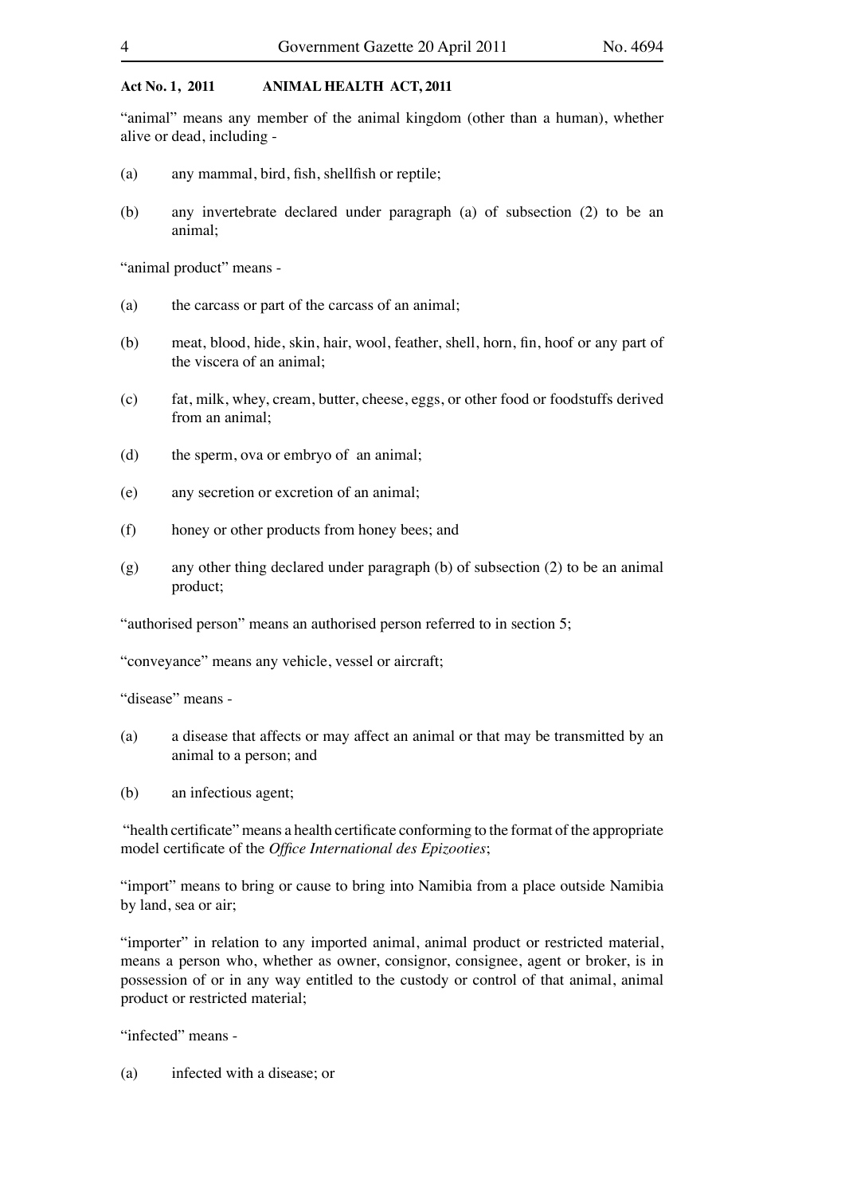"animal" means any member of the animal kingdom (other than a human), whether alive or dead, including -

(a) any mammal, bird, fish, shellfish or reptile;

(b) any invertebrate declared under paragraph (a) of subsection (2) to be an animal;

"animal product" means -

(a) the carcass or part of the carcass of an animal;

(b) meat, blood, hide, skin, hair, wool, feather, shell, horn, fin, hoof or any part of the viscera of an animal;

(c) fat, milk, whey, cream, butter, cheese, eggs, or other food or foodstuffs derived from an animal;

(d) the sperm, ova or embryo of an animal;

(e) any secretion or excretion of an animal;

(f) honey or other products from honey bees; and

(g) any other thing declared under paragraph (b) of subsection (2) to be an animal product;

"authorised person" means an authorised person referred to in section 5;

"conveyance" means any vehicle, vessel or aircraft;

"disease" means -

(a) a disease that affects or may affect an animal or that may be transmitted by an animal to a person; and

(b) an infectious agent;

"health certificate" means a health certificate conforming to the format of the appropriate model certificate of the *Office International des Epizooties*;

"import" means to bring or cause to bring into Namibia from a place outside Namibia by land, sea or air;

"importer" in relation to any imported animal, animal product or restricted material, means a person who, whether as owner, consignor, consignee, agent or broker, is in possession of or in any way entitled to the custody or control of that animal, animal product or restricted material;

"infected" means -

(a) infected with a disease; or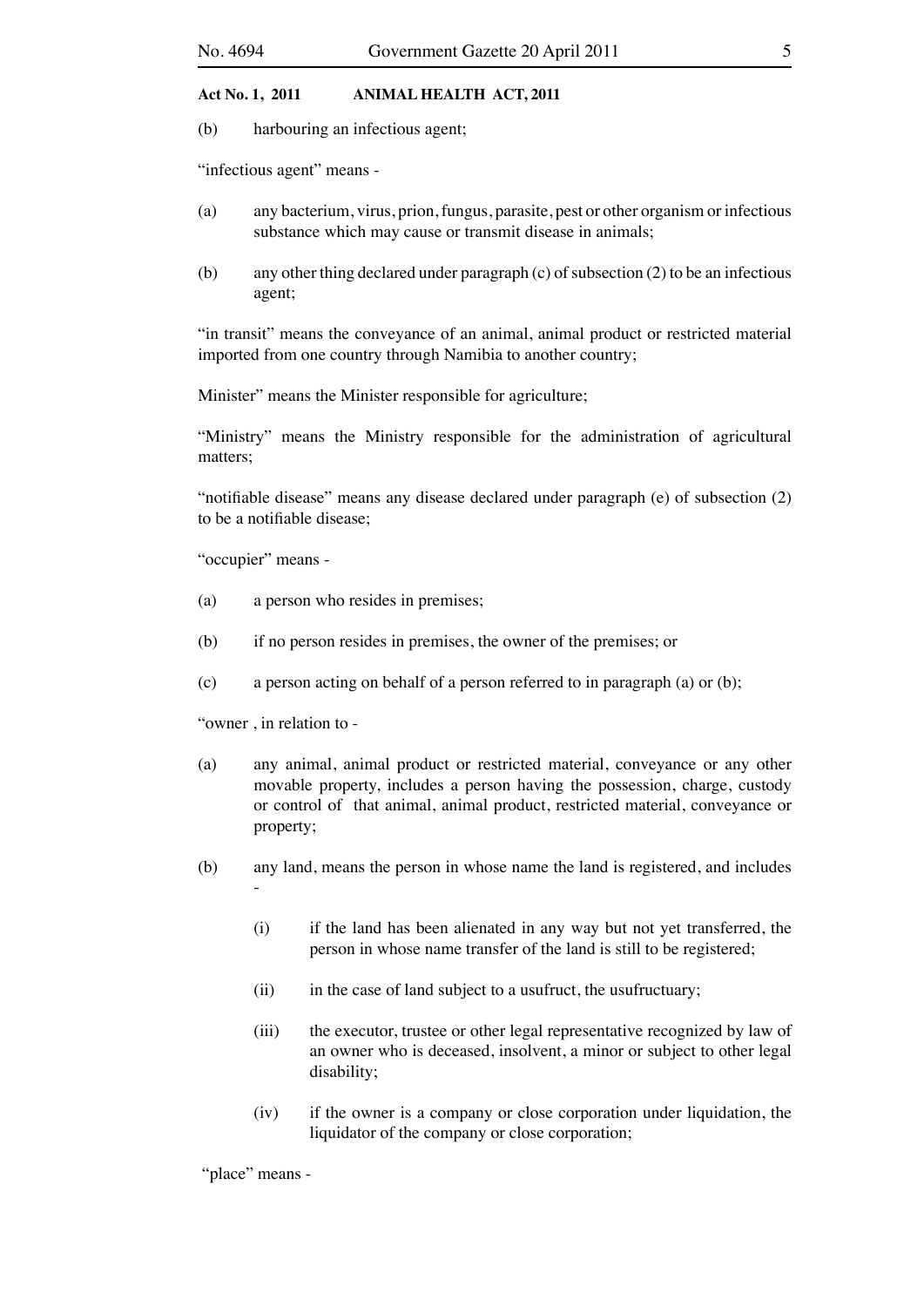(b) harbouring an infectious agent;

"infectious agent" means -

(a) any bacterium, virus, prion, fungus, parasite, pest or other organism or infectious substance which may cause or transmit disease in animals;

(b) any other thing declared under paragraph (c) of subsection (2) to be an infectious agent;

"in transit" means the conveyance of an animal, animal product or restricted material imported from one country through Namibia to another country;

Minister" means the Minister responsible for agriculture;

"Ministry" means the Ministry responsible for the administration of agricultural matters;

"notifiable disease" means any disease declared under paragraph (e) of subsection (2) to be a notifiable disease;

"occupier" means -

(a) a person who resides in premises;

(b) if no person resides in premises, the owner of the premises; or

(c) a person acting on behalf of a person referred to in paragraph (a) or (b);

"owner , in relation to -

(a) any animal, animal product or restricted material, conveyance or any other movable property, includes a person having the possession, charge, custody or control of that animal, animal product, restricted material, conveyance or property;

(b) any land, means the person in whose name the land is registered, and includes -

   (i) if the land has been alienated in any way but not yet transferred, the person in whose name transfer of the land is still to be registered;

   (ii) in the case of land subject to a usufruct, the usufructuary;

   (iii) the executor, trustee or other legal representative recognized by law of an owner who is deceased, insolvent, a minor or subject to other legal disability;

   (iv) if the owner is a company or close corporation under liquidation, the liquidator of the company or close corporation;

"place" means -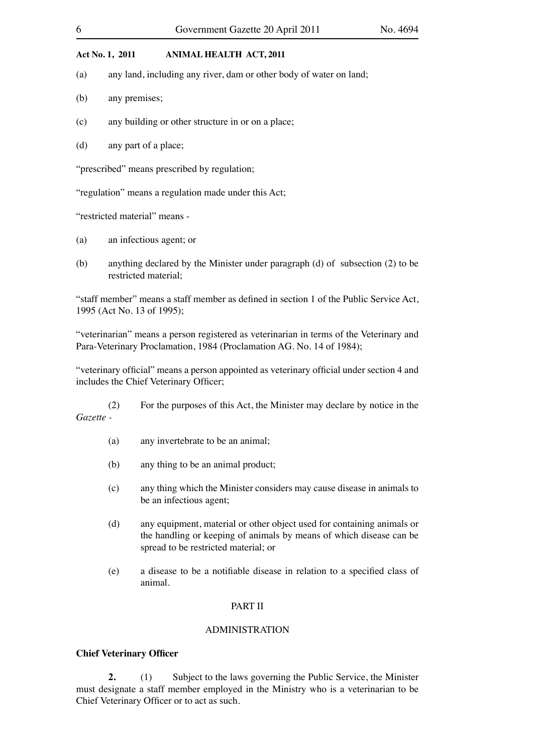(a) any land, including any river, dam or other body of water on land;

(b) any premises;

(c) any building or other structure in or on a place;

(d) any part of a place;

"prescribed" means prescribed by regulation;

"regulation" means a regulation made under this Act;

"restricted material" means -

(a) an infectious agent; or

(b) anything declared by the Minister under paragraph (d) of subsection (2) to be restricted material;

"staff member" means a staff member as defined in section 1 of the Public Service Act, 1995 (Act No. 13 of 1995);

"veterinarian" means a person registered as veterinarian in terms of the Veterinary and Para-Veterinary Proclamation, 1984 (Proclamation AG. No. 14 of 1984);

"veterinary official" means a person appointed as veterinary official under section 4 and includes the Chief Veterinary Officer;

(2) For the purposes of this Act, the Minister may declare by notice in the *Gazette* -

(a) any invertebrate to be an animal;

(b) any thing to be an animal product;

(c) any thing which the Minister considers may cause disease in animals to be an infectious agent;

(d) any equipment, material or other object used for containing animals or the handling or keeping of animals by means of which disease can be spread to be restricted material; or

(e) a disease to be a notifiable disease in relation to a specified class of animal.

## PART II

## ADMINISTRATION

**Chief Veterinary Officer**

**2.** (1) Subject to the laws governing the Public Service, the Minister must designate a staff member employed in the Ministry who is a veterinarian to be Chief Veterinary Officer or to act as such.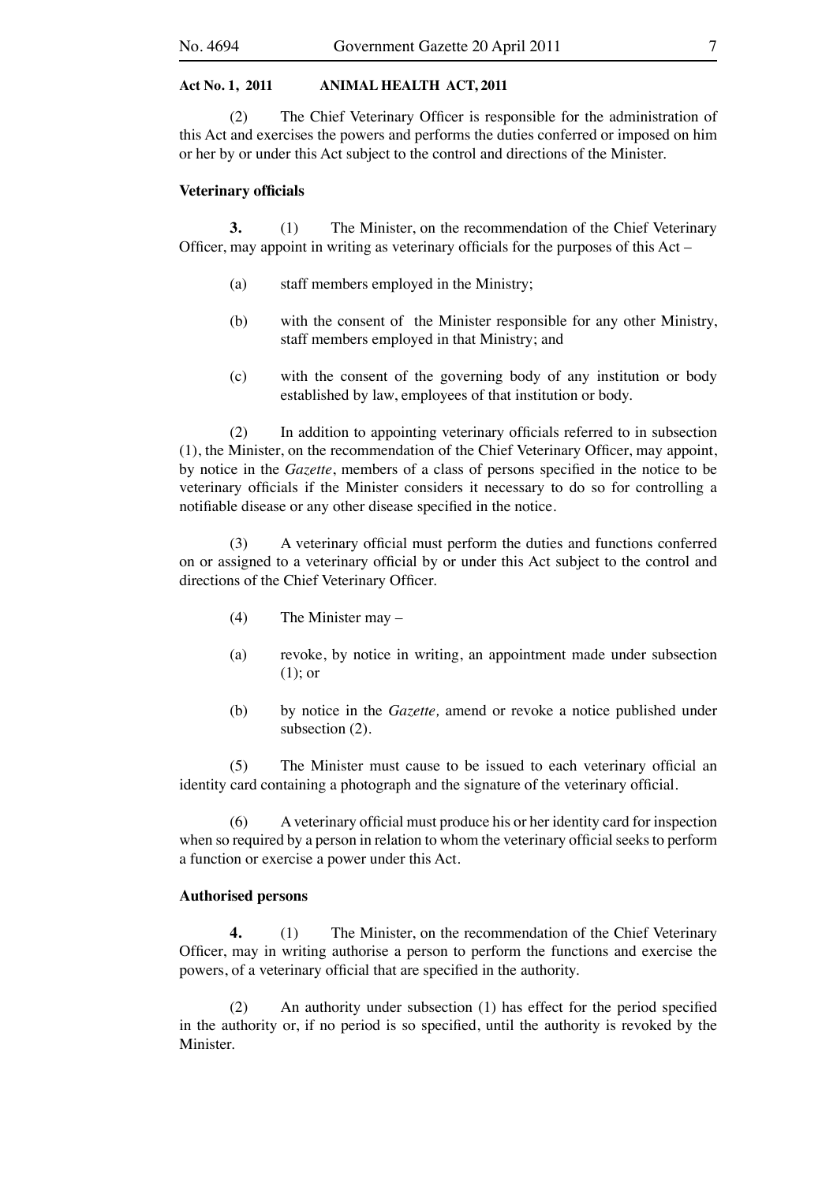(2) The Chief Veterinary Officer is responsible for the administration of this Act and exercises the powers and performs the duties conferred or imposed on him or her by or under this Act subject to the control and directions of the Minister.

**Veterinary officials**

**3.** (1) The Minister, on the recommendation of the Chief Veterinary Officer, may appoint in writing as veterinary officials for the purposes of this Act –

(a) staff members employed in the Ministry;

(b) with the consent of the Minister responsible for any other Ministry, staff members employed in that Ministry; and

(c) with the consent of the governing body of any institution or body established by law, employees of that institution or body.

(2) In addition to appointing veterinary officials referred to in subsection (1), the Minister, on the recommendation of the Chief Veterinary Officer, may appoint, by notice in the *Gazette*, members of a class of persons specified in the notice to be veterinary officials if the Minister considers it necessary to do so for controlling a notifiable disease or any other disease specified in the notice.

(3) A veterinary official must perform the duties and functions conferred on or assigned to a veterinary official by or under this Act subject to the control and directions of the Chief Veterinary Officer.

(4) The Minister may –

(a) revoke, by notice in writing, an appointment made under subsection (1); or

(b) by notice in the *Gazette,* amend or revoke a notice published under subsection (2).

(5) The Minister must cause to be issued to each veterinary official an identity card containing a photograph and the signature of the veterinary official.

(6) A veterinary official must produce his or her identity card for inspection when so required by a person in relation to whom the veterinary official seeks to perform a function or exercise a power under this Act.

**Authorised persons**

**4.** (1) The Minister, on the recommendation of the Chief Veterinary Officer, may in writing authorise a person to perform the functions and exercise the powers, of a veterinary official that are specified in the authority.

(2) An authority under subsection (1) has effect for the period specified in the authority or, if no period is so specified, until the authority is revoked by the Minister.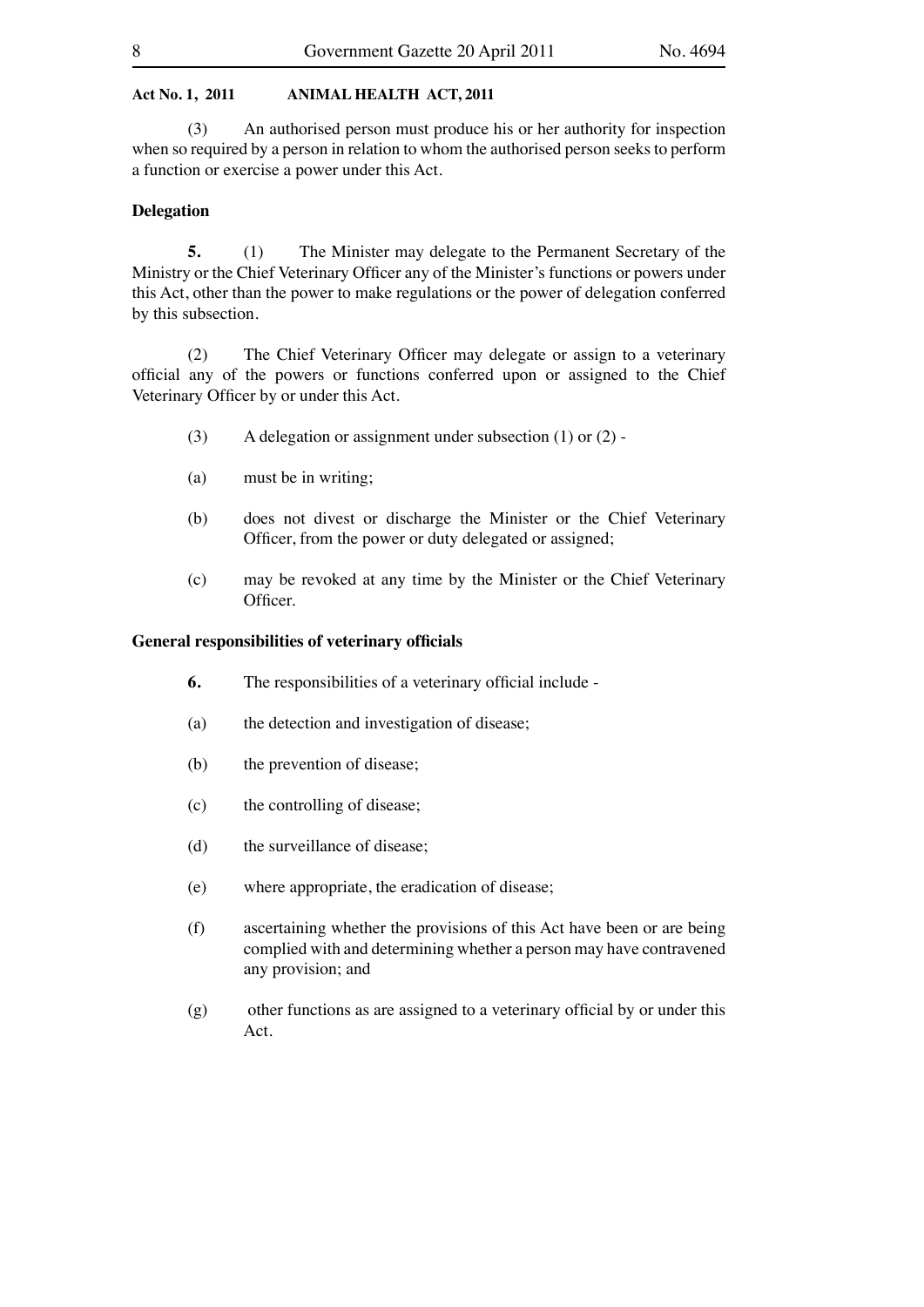(3) An authorised person must produce his or her authority for inspection when so required by a person in relation to whom the authorised person seeks to perform a function or exercise a power under this Act.

**Delegation**

**5.** (1) The Minister may delegate to the Permanent Secretary of the Ministry or the Chief Veterinary Officer any of the Minister's functions or powers under this Act, other than the power to make regulations or the power of delegation conferred by this subsection.

(2) The Chief Veterinary Officer may delegate or assign to a veterinary official any of the powers or functions conferred upon or assigned to the Chief Veterinary Officer by or under this Act.

(3) A delegation or assignment under subsection (1) or (2) -

(a) must be in writing;

(b) does not divest or discharge the Minister or the Chief Veterinary Officer, from the power or duty delegated or assigned;

(c) may be revoked at any time by the Minister or the Chief Veterinary Officer.

**General responsibilities of veterinary officials**

**6.** The responsibilities of a veterinary official include -

(a) the detection and investigation of disease;

(b) the prevention of disease;

(c) the controlling of disease;

(d) the surveillance of disease;

(e) where appropriate, the eradication of disease;

(f) ascertaining whether the provisions of this Act have been or are being complied with and determining whether a person may have contravened any provision; and

(g) other functions as are assigned to a veterinary official by or under this Act.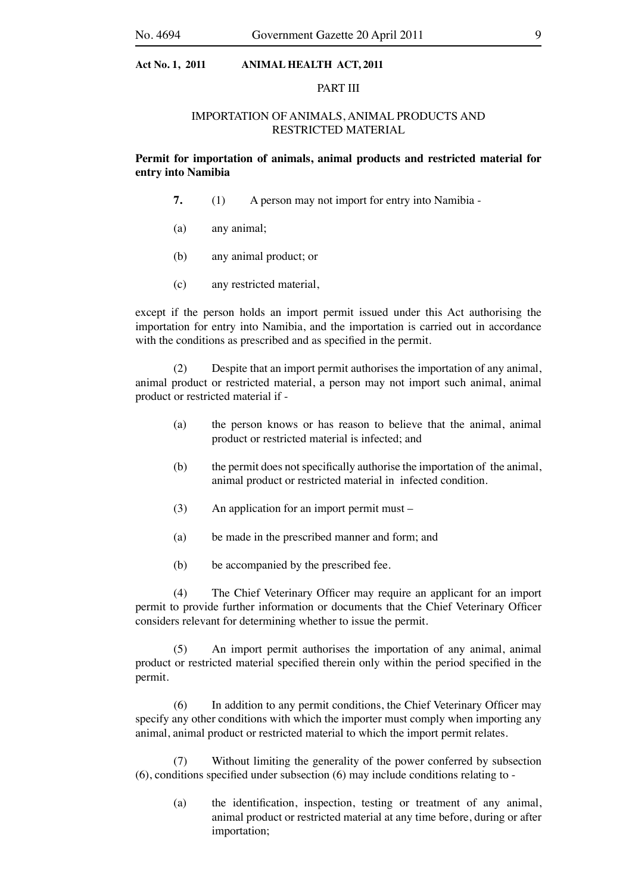## PART III

## IMPORTATION OF ANIMALS, ANIMAL PRODUCTS AND RESTRICTED MATERIAL

**Permit for importation of animals, animal products and restricted material for entry into Namibia**

**7.** (1) A person may not import for entry into Namibia -

(a) any animal;

(b) any animal product; or

(c) any restricted material,

except if the person holds an import permit issued under this Act authorising the importation for entry into Namibia, and the importation is carried out in accordance with the conditions as prescribed and as specified in the permit.

(2) Despite that an import permit authorises the importation of any animal, animal product or restricted material, a person may not import such animal, animal product or restricted material if -

(a) the person knows or has reason to believe that the animal, animal product or restricted material is infected; and

(b) the permit does not specifically authorise the importation of the animal, animal product or restricted material in infected condition.

(3) An application for an import permit must –

(a) be made in the prescribed manner and form; and

(b) be accompanied by the prescribed fee.

(4) The Chief Veterinary Officer may require an applicant for an import permit to provide further information or documents that the Chief Veterinary Officer considers relevant for determining whether to issue the permit.

(5) An import permit authorises the importation of any animal, animal product or restricted material specified therein only within the period specified in the permit.

(6) In addition to any permit conditions, the Chief Veterinary Officer may specify any other conditions with which the importer must comply when importing any animal, animal product or restricted material to which the import permit relates.

(7) Without limiting the generality of the power conferred by subsection (6), conditions specified under subsection (6) may include conditions relating to -

(a) the identification, inspection, testing or treatment of any animal, animal product or restricted material at any time before, during or after importation;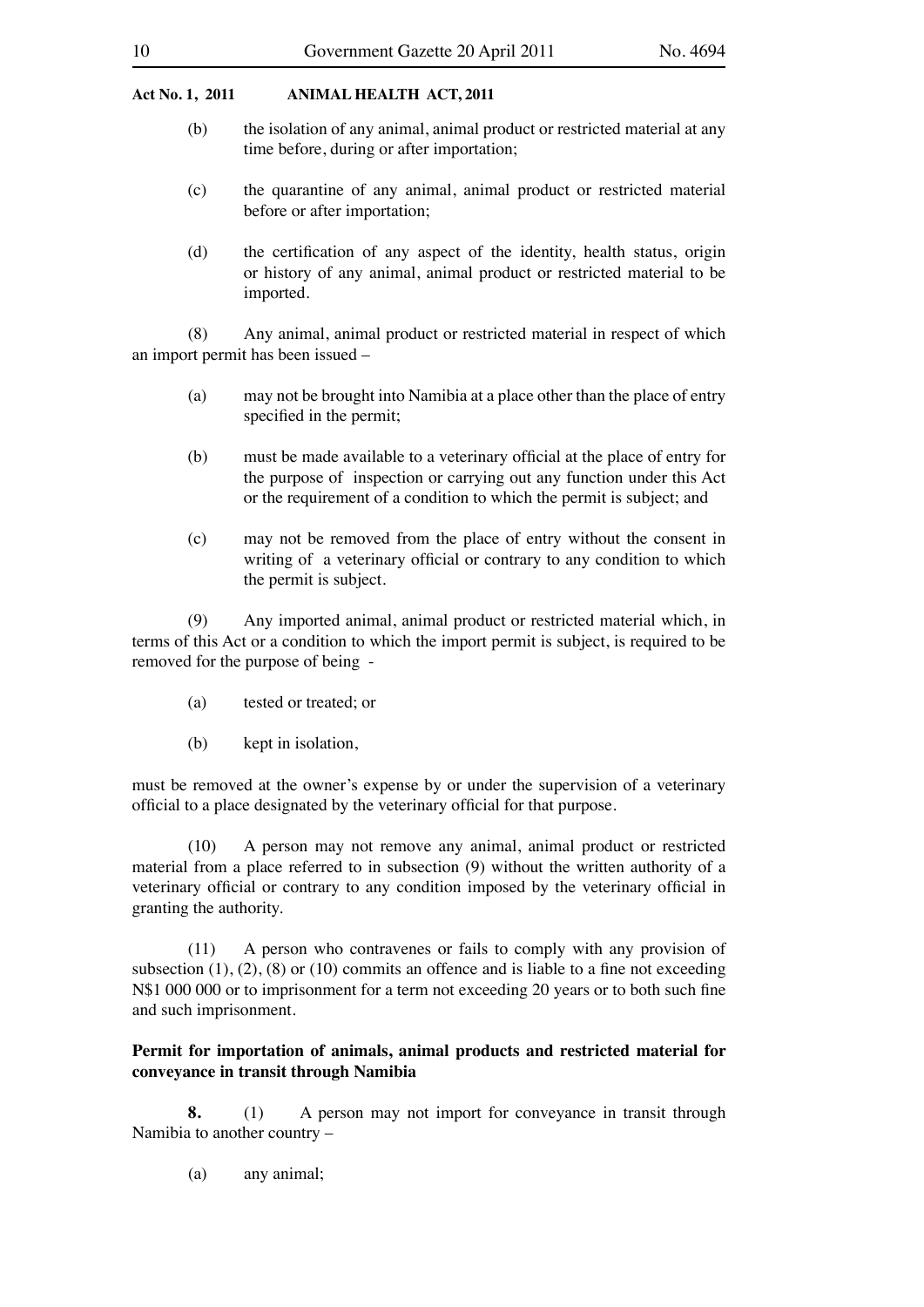(b) the isolation of any animal, animal product or restricted material at any time before, during or after importation;

(c) the quarantine of any animal, animal product or restricted material before or after importation;

(d) the certification of any aspect of the identity, health status, origin or history of any animal, animal product or restricted material to be imported.

(8) Any animal, animal product or restricted material in respect of which an import permit has been issued –

(a) may not be brought into Namibia at a place other than the place of entry specified in the permit;

(b) must be made available to a veterinary official at the place of entry for the purpose of inspection or carrying out any function under this Act or the requirement of a condition to which the permit is subject; and

(c) may not be removed from the place of entry without the consent in writing of a veterinary official or contrary to any condition to which the permit is subject.

(9) Any imported animal, animal product or restricted material which, in terms of this Act or a condition to which the import permit is subject, is required to be removed for the purpose of being -

(a) tested or treated; or

(b) kept in isolation,

must be removed at the owner's expense by or under the supervision of a veterinary official to a place designated by the veterinary official for that purpose.

(10) A person may not remove any animal, animal product or restricted material from a place referred to in subsection (9) without the written authority of a veterinary official or contrary to any condition imposed by the veterinary official in granting the authority.

(11) A person who contravenes or fails to comply with any provision of subsection (1), (2), (8) or (10) commits an offence and is liable to a fine not exceeding N$1 000 000 or to imprisonment for a term not exceeding 20 years or to both such fine and such imprisonment.

**Permit for importation of animals, animal products and restricted material for conveyance in transit through Namibia**

**8.** (1) A person may not import for conveyance in transit through Namibia to another country –

(a) any animal;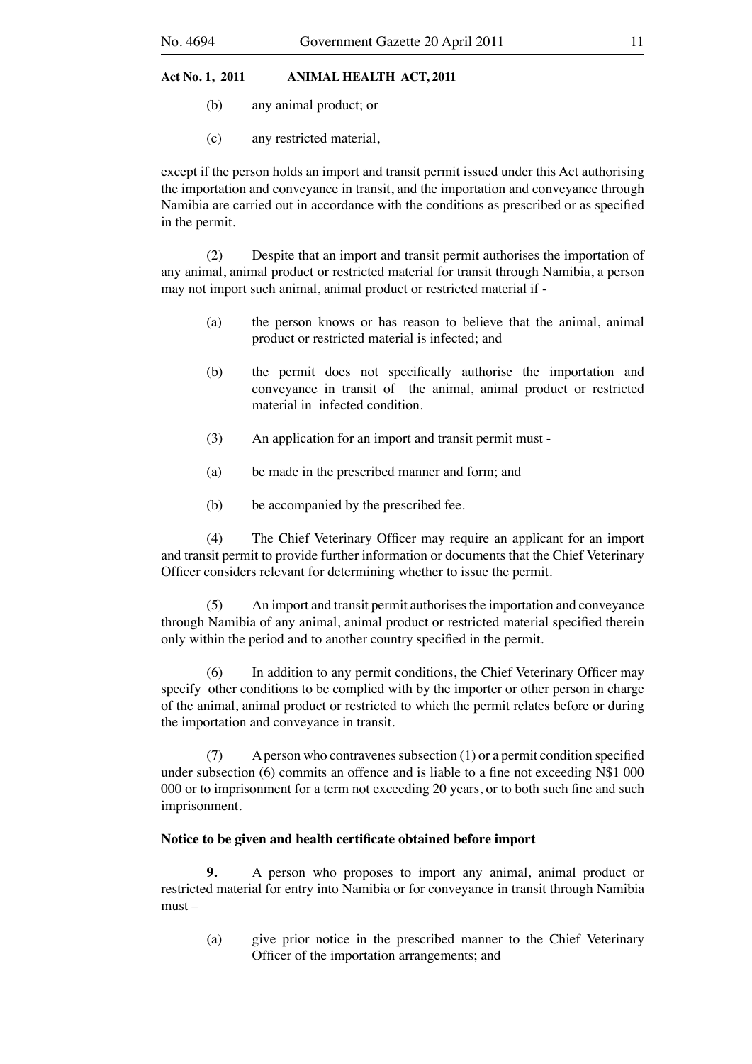(b) any animal product; or

(c) any restricted material,

except if the person holds an import and transit permit issued under this Act authorising the importation and conveyance in transit, and the importation and conveyance through Namibia are carried out in accordance with the conditions as prescribed or as specified in the permit.

(2) Despite that an import and transit permit authorises the importation of any animal, animal product or restricted material for transit through Namibia, a person may not import such animal, animal product or restricted material if -

(a) the person knows or has reason to believe that the animal, animal product or restricted material is infected; and

(b) the permit does not specifically authorise the importation and conveyance in transit of the animal, animal product or restricted material in infected condition.

(3) An application for an import and transit permit must -

(a) be made in the prescribed manner and form; and

(b) be accompanied by the prescribed fee.

(4) The Chief Veterinary Officer may require an applicant for an import and transit permit to provide further information or documents that the Chief Veterinary Officer considers relevant for determining whether to issue the permit.

(5) An import and transit permit authorises the importation and conveyance through Namibia of any animal, animal product or restricted material specified therein only within the period and to another country specified in the permit.

(6) In addition to any permit conditions, the Chief Veterinary Officer may specify other conditions to be complied with by the importer or other person in charge of the animal, animal product or restricted to which the permit relates before or during the importation and conveyance in transit.

(7) A person who contravenes subsection (1) or a permit condition specified under subsection (6) commits an offence and is liable to a fine not exceeding N$1 000 000 or to imprisonment for a term not exceeding 20 years, or to both such fine and such imprisonment.

**Notice to be given and health certificate obtained before import**

**9.** A person who proposes to import any animal, animal product or restricted material for entry into Namibia or for conveyance in transit through Namibia must –

(a) give prior notice in the prescribed manner to the Chief Veterinary Officer of the importation arrangements; and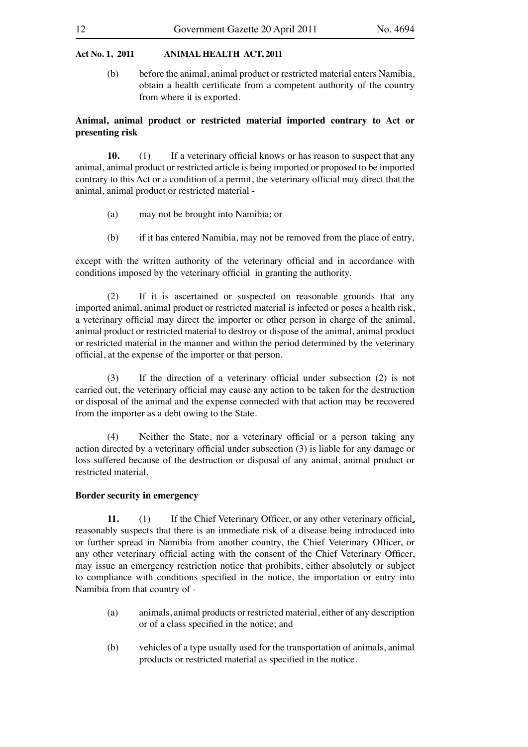(b) before the animal, animal product or restricted material enters Namibia, obtain a health certificate from a competent authority of the country from where it is exported.

**Animal, animal product or restricted material imported contrary to Act or presenting risk**

**10.** (1) If a veterinary official knows or has reason to suspect that any animal, animal product or restricted article is being imported or proposed to be imported contrary to this Act or a condition of a permit, the veterinary official may direct that the animal, animal product or restricted material -

(a) may not be brought into Namibia; or

(b) if it has entered Namibia, may not be removed from the place of entry,

except with the written authority of the veterinary official and in accordance with conditions imposed by the veterinary official in granting the authority.

(2) If it is ascertained or suspected on reasonable grounds that any imported animal, animal product or restricted material is infected or poses a health risk, a veterinary official may direct the importer or other person in charge of the animal, animal product or restricted material to destroy or dispose of the animal, animal product or restricted material in the manner and within the period determined by the veterinary official, at the expense of the importer or that person.

(3) If the direction of a veterinary official under subsection (2) is not carried out, the veterinary official may cause any action to be taken for the destruction or disposal of the animal and the expense connected with that action may be recovered from the importer as a debt owing to the State.

(4) Neither the State, nor a veterinary official or a person taking any action directed by a veterinary official under subsection (3) is liable for any damage or loss suffered because of the destruction or disposal of any animal, animal product or restricted material.

**Border security in emergency**

**11.** (1) If the Chief Veterinary Officer, or any other veterinary official, reasonably suspects that there is an immediate risk of a disease being introduced into or further spread in Namibia from another country, the Chief Veterinary Officer, or any other veterinary official acting with the consent of the Chief Veterinary Officer, may issue an emergency restriction notice that prohibits, either absolutely or subject to compliance with conditions specified in the notice, the importation or entry into Namibia from that country of -

(a) animals, animal products or restricted material, either of any description or of a class specified in the notice; and

(b) vehicles of a type usually used for the transportation of animals, animal products or restricted material as specified in the notice.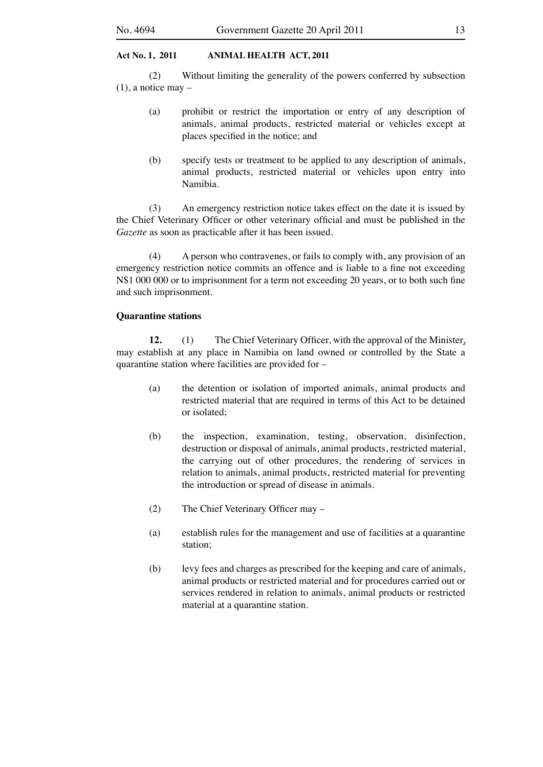(2) Without limiting the generality of the powers conferred by subsection (1), a notice may –

(a) prohibit or restrict the importation or entry of any description of animals, animal products, restricted material or vehicles except at places specified in the notice; and

(b) specify tests or treatment to be applied to any description of animals, animal products, restricted material or vehicles upon entry into Namibia.

(3) An emergency restriction notice takes effect on the date it is issued by the Chief Veterinary Officer or other veterinary official and must be published in the *Gazette* as soon as practicable after it has been issued.

(4) A person who contravenes, or fails to comply with, any provision of an emergency restriction notice commits an offence and is liable to a fine not exceeding N$1 000 000 or to imprisonment for a term not exceeding 20 years, or to both such fine and such imprisonment.

**Quarantine stations**

**12.** (1) The Chief Veterinary Officer, with the approval of the Minister, may establish at any place in Namibia on land owned or controlled by the State a quarantine station where facilities are provided for –

(a) the detention or isolation of imported animals, animal products and restricted material that are required in terms of this Act to be detained or isolated;

(b) the inspection, examination, testing, observation, disinfection, destruction or disposal of animals, animal products, restricted material, the carrying out of other procedures, the rendering of services in relation to animals, animal products, restricted material for preventing the introduction or spread of disease in animals.

(2) The Chief Veterinary Officer may –

(a) establish rules for the management and use of facilities at a quarantine station;

(b) levy fees and charges as prescribed for the keeping and care of animals, animal products or restricted material and for procedures carried out or services rendered in relation to animals, animal products or restricted material at a quarantine station.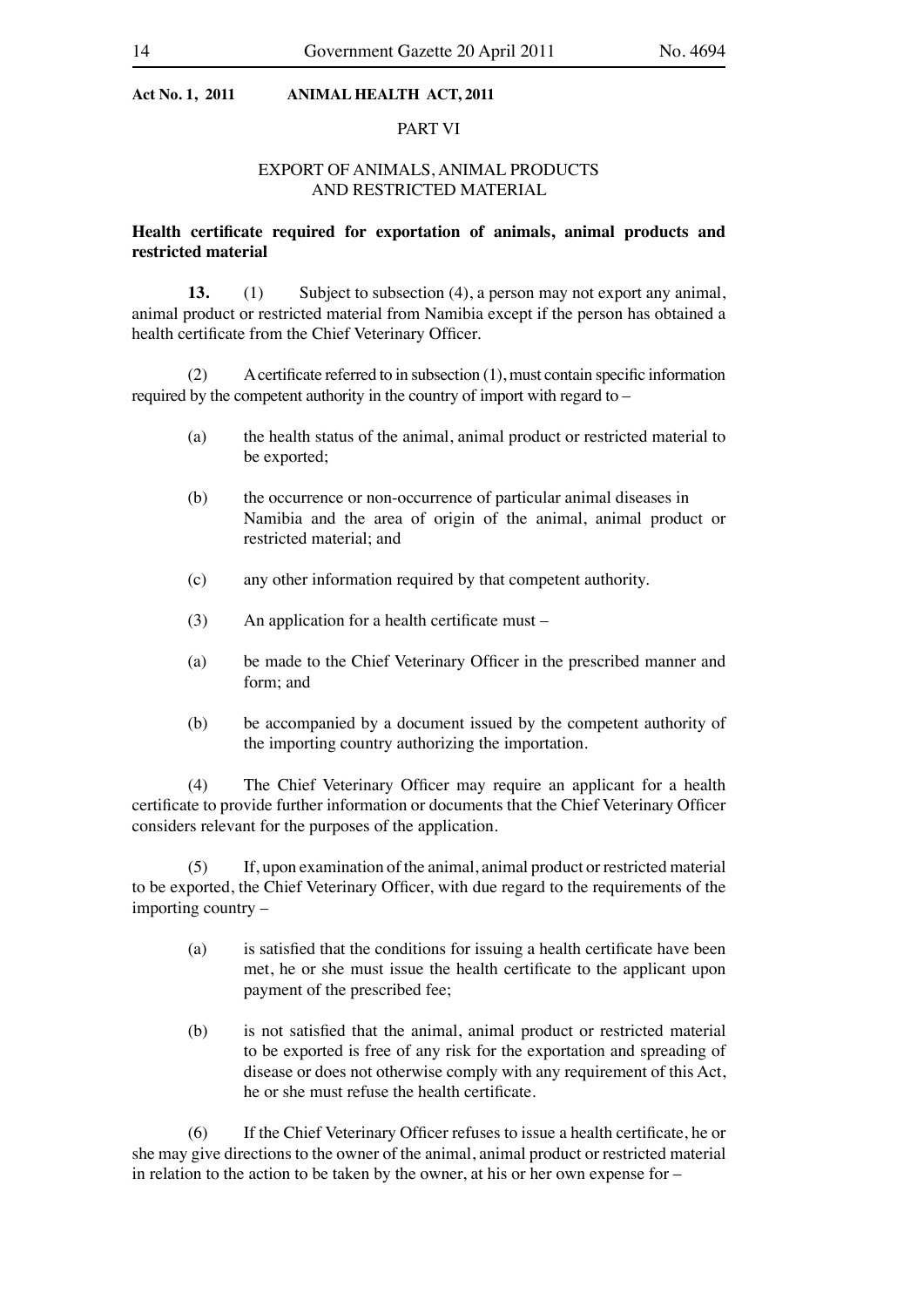## PART VI

## EXPORT OF ANIMALS, ANIMAL PRODUCTS AND RESTRICTED MATERIAL

**Health certificate required for exportation of animals, animal products and restricted material**

**13.** (1) Subject to subsection (4), a person may not export any animal, animal product or restricted material from Namibia except if the person has obtained a health certificate from the Chief Veterinary Officer.

(2) A certificate referred to in subsection (1), must contain specific information required by the competent authority in the country of import with regard to –

(a) the health status of the animal, animal product or restricted material to be exported;

(b) the occurrence or non-occurrence of particular animal diseases in Namibia and the area of origin of the animal, animal product or restricted material; and

(c) any other information required by that competent authority.

(3) An application for a health certificate must –

(a) be made to the Chief Veterinary Officer in the prescribed manner and form; and

(b) be accompanied by a document issued by the competent authority of the importing country authorizing the importation.

(4) The Chief Veterinary Officer may require an applicant for a health certificate to provide further information or documents that the Chief Veterinary Officer considers relevant for the purposes of the application.

(5) If, upon examination of the animal, animal product or restricted material to be exported, the Chief Veterinary Officer, with due regard to the requirements of the importing country –

(a) is satisfied that the conditions for issuing a health certificate have been met, he or she must issue the health certificate to the applicant upon payment of the prescribed fee;

(b) is not satisfied that the animal, animal product or restricted material to be exported is free of any risk for the exportation and spreading of disease or does not otherwise comply with any requirement of this Act, he or she must refuse the health certificate.

(6) If the Chief Veterinary Officer refuses to issue a health certificate, he or she may give directions to the owner of the animal, animal product or restricted material in relation to the action to be taken by the owner, at his or her own expense for –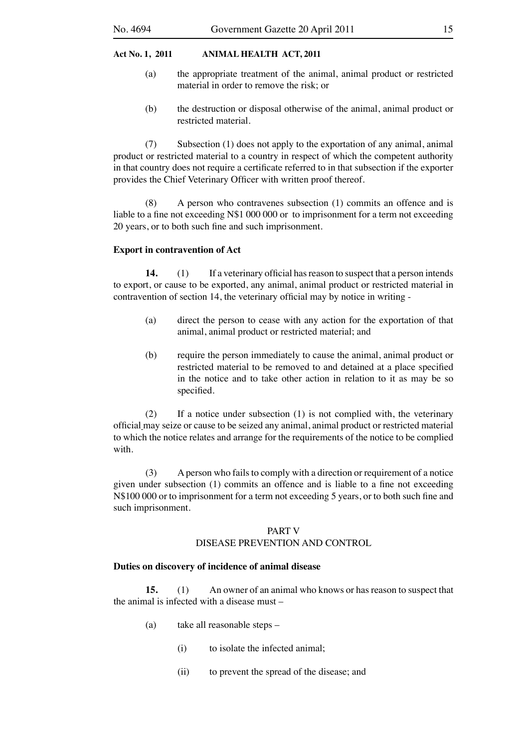(a) the appropriate treatment of the animal, animal product or restricted material in order to remove the risk; or

(b) the destruction or disposal otherwise of the animal, animal product or restricted material.

(7) Subsection (1) does not apply to the exportation of any animal, animal product or restricted material to a country in respect of which the competent authority in that country does not require a certificate referred to in that subsection if the exporter provides the Chief Veterinary Officer with written proof thereof.

(8) A person who contravenes subsection (1) commits an offence and is liable to a fine not exceeding N$1 000 000 or to imprisonment for a term not exceeding 20 years, or to both such fine and such imprisonment.

**Export in contravention of Act**

**14.** (1) If a veterinary official has reason to suspect that a person intends to export, or cause to be exported, any animal, animal product or restricted material in contravention of section 14, the veterinary official may by notice in writing -

(a) direct the person to cease with any action for the exportation of that animal, animal product or restricted material; and

(b) require the person immediately to cause the animal, animal product or restricted material to be removed to and detained at a place specified in the notice and to take other action in relation to it as may be so specified.

(2) If a notice under subsection (1) is not complied with, the veterinary official may seize or cause to be seized any animal, animal product or restricted material to which the notice relates and arrange for the requirements of the notice to be complied with.

(3) A person who fails to comply with a direction or requirement of a notice given under subsection (1) commits an offence and is liable to a fine not exceeding N$100 000 or to imprisonment for a term not exceeding 5 years, or to both such fine and such imprisonment.

## PART V
## DISEASE PREVENTION AND CONTROL

**Duties on discovery of incidence of animal disease**

**15.** (1) An owner of an animal who knows or has reason to suspect that the animal is infected with a disease must –

(a) take all reasonable steps –

(i) to isolate the infected animal;

(ii) to prevent the spread of the disease; and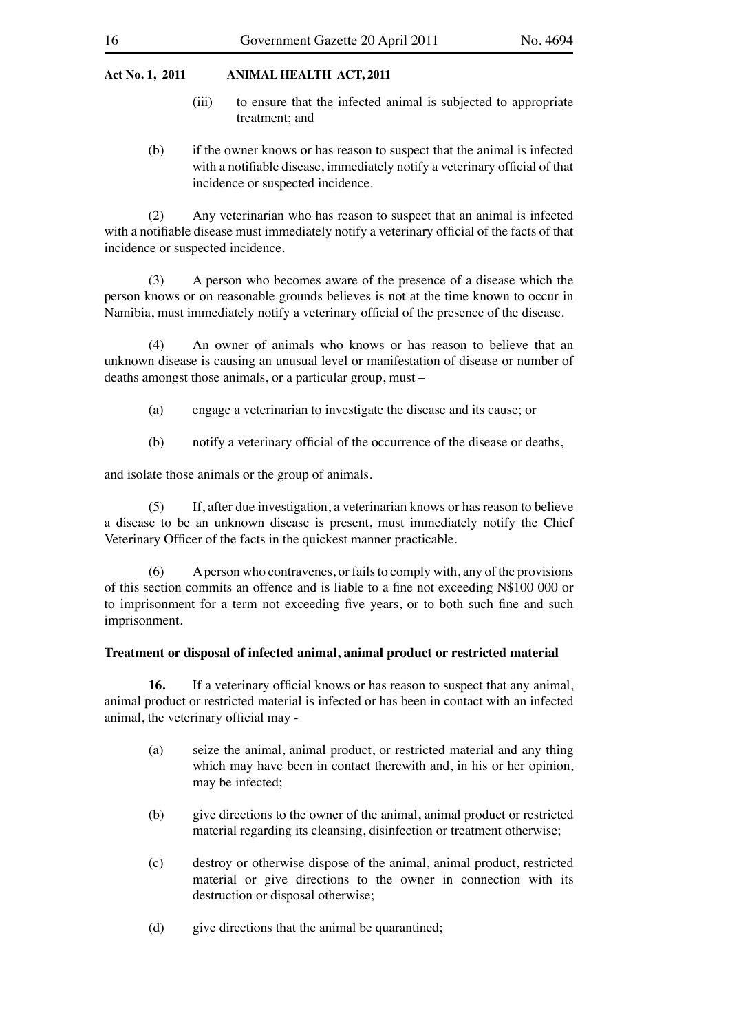(iii) to ensure that the infected animal is subjected to appropriate treatment; and

(b) if the owner knows or has reason to suspect that the animal is infected with a notifiable disease, immediately notify a veterinary official of that incidence or suspected incidence.

(2) Any veterinarian who has reason to suspect that an animal is infected with a notifiable disease must immediately notify a veterinary official of the facts of that incidence or suspected incidence.

(3) A person who becomes aware of the presence of a disease which the person knows or on reasonable grounds believes is not at the time known to occur in Namibia, must immediately notify a veterinary official of the presence of the disease.

(4) An owner of animals who knows or has reason to believe that an unknown disease is causing an unusual level or manifestation of disease or number of deaths amongst those animals, or a particular group, must –

(a) engage a veterinarian to investigate the disease and its cause; or

(b) notify a veterinary official of the occurrence of the disease or deaths,

and isolate those animals or the group of animals.

(5) If, after due investigation, a veterinarian knows or has reason to believe a disease to be an unknown disease is present, must immediately notify the Chief Veterinary Officer of the facts in the quickest manner practicable.

(6) A person who contravenes, or fails to comply with, any of the provisions of this section commits an offence and is liable to a fine not exceeding N$100 000 or to imprisonment for a term not exceeding five years, or to both such fine and such imprisonment.

**Treatment or disposal of infected animal, animal product or restricted material**

**16.** If a veterinary official knows or has reason to suspect that any animal, animal product or restricted material is infected or has been in contact with an infected animal, the veterinary official may -

(a) seize the animal, animal product, or restricted material and any thing which may have been in contact therewith and, in his or her opinion, may be infected;

(b) give directions to the owner of the animal, animal product or restricted material regarding its cleansing, disinfection or treatment otherwise;

(c) destroy or otherwise dispose of the animal, animal product, restricted material or give directions to the owner in connection with its destruction or disposal otherwise;

(d) give directions that the animal be quarantined;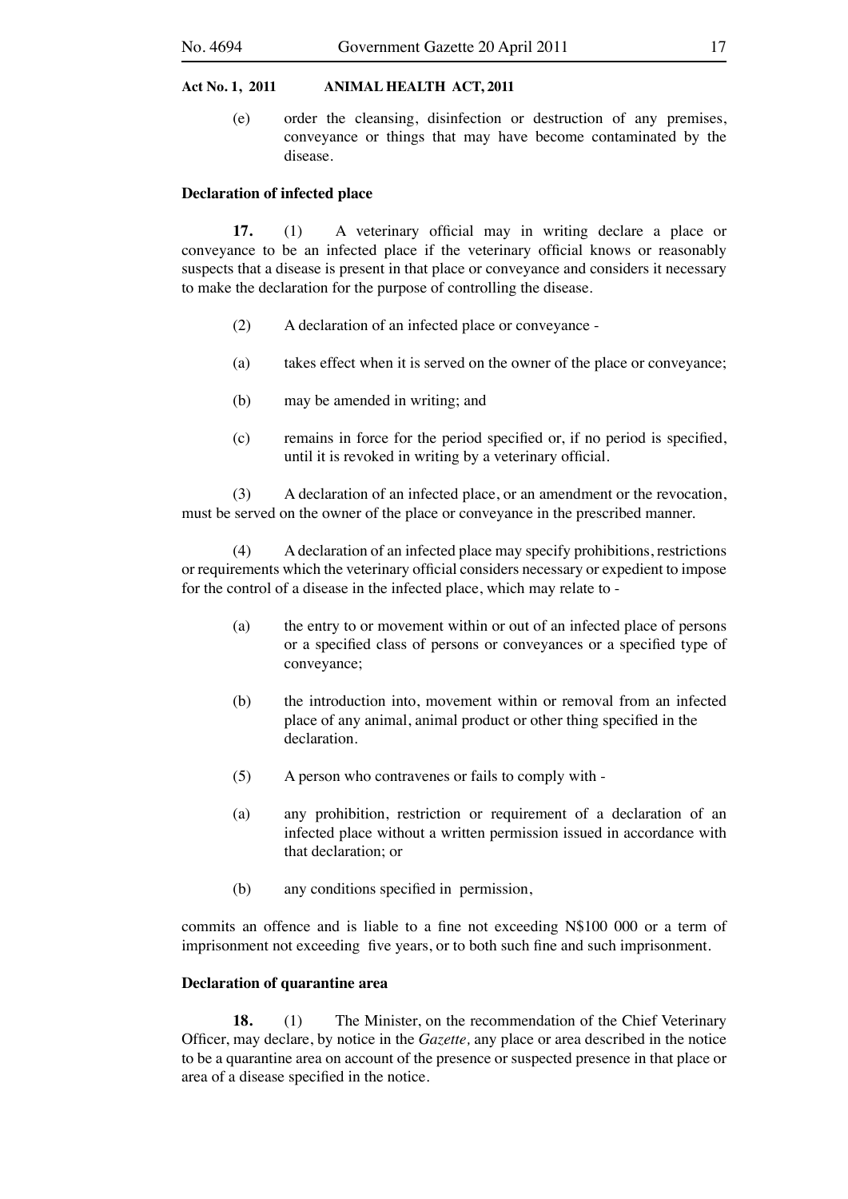(e) order the cleansing, disinfection or destruction of any premises, conveyance or things that may have become contaminated by the disease.

**Declaration of infected place**

**17.** (1) A veterinary official may in writing declare a place or conveyance to be an infected place if the veterinary official knows or reasonably suspects that a disease is present in that place or conveyance and considers it necessary to make the declaration for the purpose of controlling the disease.

(2) A declaration of an infected place or conveyance -

(a) takes effect when it is served on the owner of the place or conveyance;

(b) may be amended in writing; and

(c) remains in force for the period specified or, if no period is specified, until it is revoked in writing by a veterinary official.

(3) A declaration of an infected place, or an amendment or the revocation, must be served on the owner of the place or conveyance in the prescribed manner.

(4) A declaration of an infected place may specify prohibitions, restrictions or requirements which the veterinary official considers necessary or expedient to impose for the control of a disease in the infected place, which may relate to -

(a) the entry to or movement within or out of an infected place of persons or a specified class of persons or conveyances or a specified type of conveyance;

(b) the introduction into, movement within or removal from an infected place of any animal, animal product or other thing specified in the declaration.

(5) A person who contravenes or fails to comply with -

(a) any prohibition, restriction or requirement of a declaration of an infected place without a written permission issued in accordance with that declaration; or

(b) any conditions specified in permission,

commits an offence and is liable to a fine not exceeding N$100 000 or a term of imprisonment not exceeding five years, or to both such fine and such imprisonment.

**Declaration of quarantine area**

**18.** (1) The Minister, on the recommendation of the Chief Veterinary Officer, may declare, by notice in the *Gazette,* any place or area described in the notice to be a quarantine area on account of the presence or suspected presence in that place or area of a disease specified in the notice.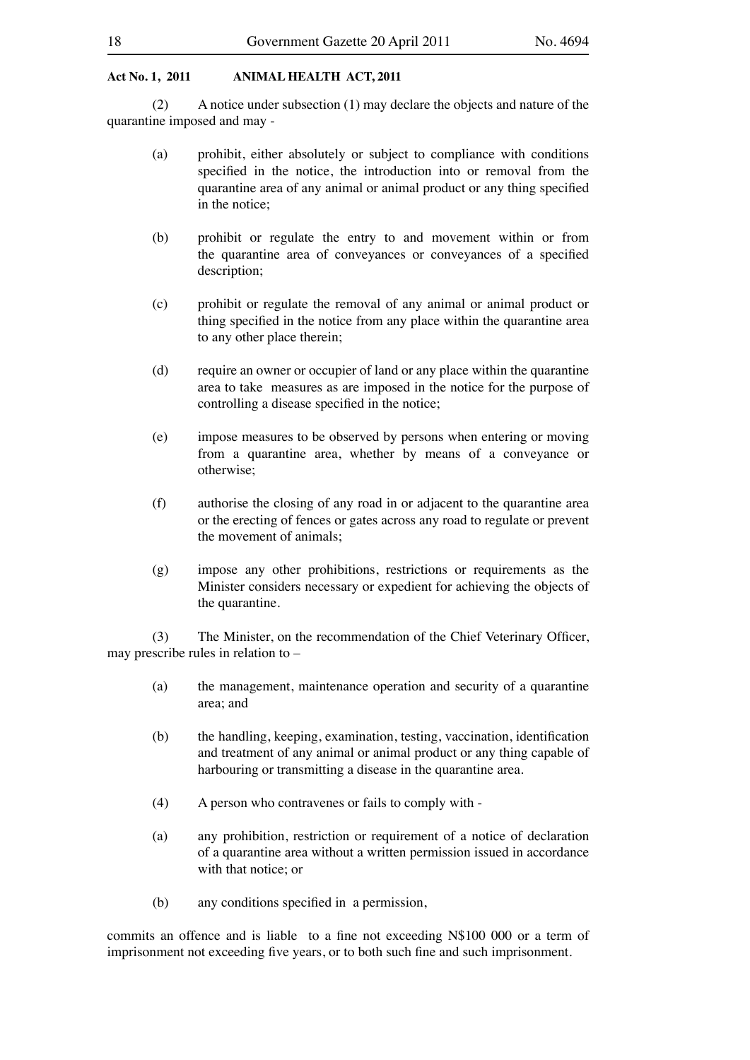(2) A notice under subsection (1) may declare the objects and nature of the quarantine imposed and may -

(a) prohibit, either absolutely or subject to compliance with conditions specified in the notice, the introduction into or removal from the quarantine area of any animal or animal product or any thing specified in the notice;

(b) prohibit or regulate the entry to and movement within or from the quarantine area of conveyances or conveyances of a specified description;

(c) prohibit or regulate the removal of any animal or animal product or thing specified in the notice from any place within the quarantine area to any other place therein;

(d) require an owner or occupier of land or any place within the quarantine area to take measures as are imposed in the notice for the purpose of controlling a disease specified in the notice;

(e) impose measures to be observed by persons when entering or moving from a quarantine area, whether by means of a conveyance or otherwise;

(f) authorise the closing of any road in or adjacent to the quarantine area or the erecting of fences or gates across any road to regulate or prevent the movement of animals;

(g) impose any other prohibitions, restrictions or requirements as the Minister considers necessary or expedient for achieving the objects of the quarantine.

(3) The Minister, on the recommendation of the Chief Veterinary Officer, may prescribe rules in relation to –

(a) the management, maintenance operation and security of a quarantine area; and

(b) the handling, keeping, examination, testing, vaccination, identification and treatment of any animal or animal product or any thing capable of harbouring or transmitting a disease in the quarantine area.

(4) A person who contravenes or fails to comply with -

(a) any prohibition, restriction or requirement of a notice of declaration of a quarantine area without a written permission issued in accordance with that notice; or

(b) any conditions specified in a permission,

commits an offence and is liable to a fine not exceeding N$100 000 or a term of imprisonment not exceeding five years, or to both such fine and such imprisonment.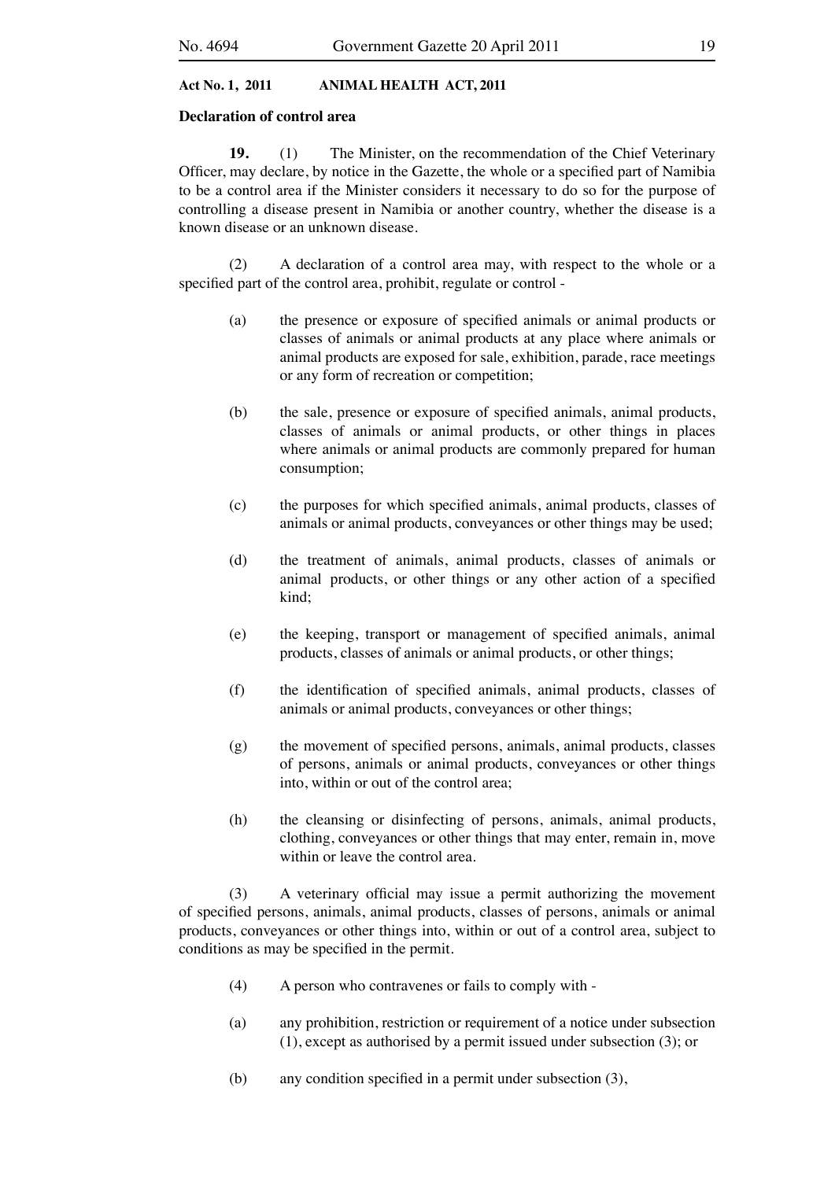**Declaration of control area**

**19.** (1) The Minister, on the recommendation of the Chief Veterinary Officer, may declare, by notice in the Gazette, the whole or a specified part of Namibia to be a control area if the Minister considers it necessary to do so for the purpose of controlling a disease present in Namibia or another country, whether the disease is a known disease or an unknown disease.

(2) A declaration of a control area may, with respect to the whole or a specified part of the control area, prohibit, regulate or control -

(a) the presence or exposure of specified animals or animal products or classes of animals or animal products at any place where animals or animal products are exposed for sale, exhibition, parade, race meetings or any form of recreation or competition;

(b) the sale, presence or exposure of specified animals, animal products, classes of animals or animal products, or other things in places where animals or animal products are commonly prepared for human consumption;

(c) the purposes for which specified animals, animal products, classes of animals or animal products, conveyances or other things may be used;

(d) the treatment of animals, animal products, classes of animals or animal products, or other things or any other action of a specified kind;

(e) the keeping, transport or management of specified animals, animal products, classes of animals or animal products, or other things;

(f) the identification of specified animals, animal products, classes of animals or animal products, conveyances or other things;

(g) the movement of specified persons, animals, animal products, classes of persons, animals or animal products, conveyances or other things into, within or out of the control area;

(h) the cleansing or disinfecting of persons, animals, animal products, clothing, conveyances or other things that may enter, remain in, move within or leave the control area.

(3) A veterinary official may issue a permit authorizing the movement of specified persons, animals, animal products, classes of persons, animals or animal products, conveyances or other things into, within or out of a control area, subject to conditions as may be specified in the permit.

(4) A person who contravenes or fails to comply with -

(a) any prohibition, restriction or requirement of a notice under subsection (1), except as authorised by a permit issued under subsection (3); or

(b) any condition specified in a permit under subsection (3),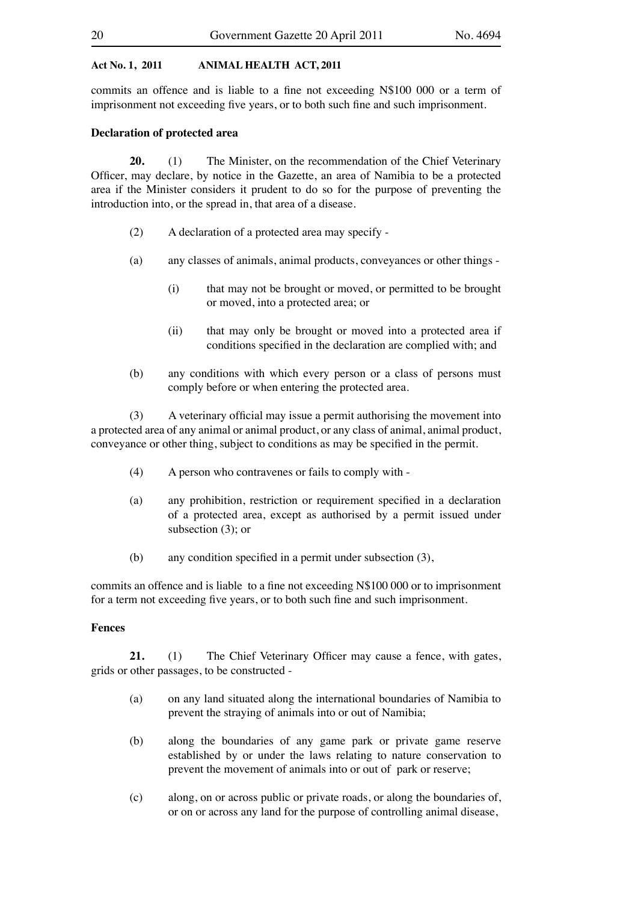commits an offence and is liable to a fine not exceeding N$100 000 or a term of imprisonment not exceeding five years, or to both such fine and such imprisonment.

**Declaration of protected area**

**20.** (1) The Minister, on the recommendation of the Chief Veterinary Officer, may declare, by notice in the Gazette, an area of Namibia to be a protected area if the Minister considers it prudent to do so for the purpose of preventing the introduction into, or the spread in, that area of a disease.

(2) A declaration of a protected area may specify -

(a) any classes of animals, animal products, conveyances or other things -

(i) that may not be brought or moved, or permitted to be brought or moved, into a protected area; or

(ii) that may only be brought or moved into a protected area if conditions specified in the declaration are complied with; and

(b) any conditions with which every person or a class of persons must comply before or when entering the protected area.

(3) A veterinary official may issue a permit authorising the movement into a protected area of any animal or animal product, or any class of animal, animal product, conveyance or other thing, subject to conditions as may be specified in the permit.

(4) A person who contravenes or fails to comply with -

(a) any prohibition, restriction or requirement specified in a declaration of a protected area, except as authorised by a permit issued under subsection (3); or

(b) any condition specified in a permit under subsection (3),

commits an offence and is liable to a fine not exceeding N$100 000 or to imprisonment for a term not exceeding five years, or to both such fine and such imprisonment.

**Fences**

**21.** (1) The Chief Veterinary Officer may cause a fence, with gates, grids or other passages, to be constructed -

(a) on any land situated along the international boundaries of Namibia to prevent the straying of animals into or out of Namibia;

(b) along the boundaries of any game park or private game reserve established by or under the laws relating to nature conservation to prevent the movement of animals into or out of park or reserve;

(c) along, on or across public or private roads, or along the boundaries of, or on or across any land for the purpose of controlling animal disease,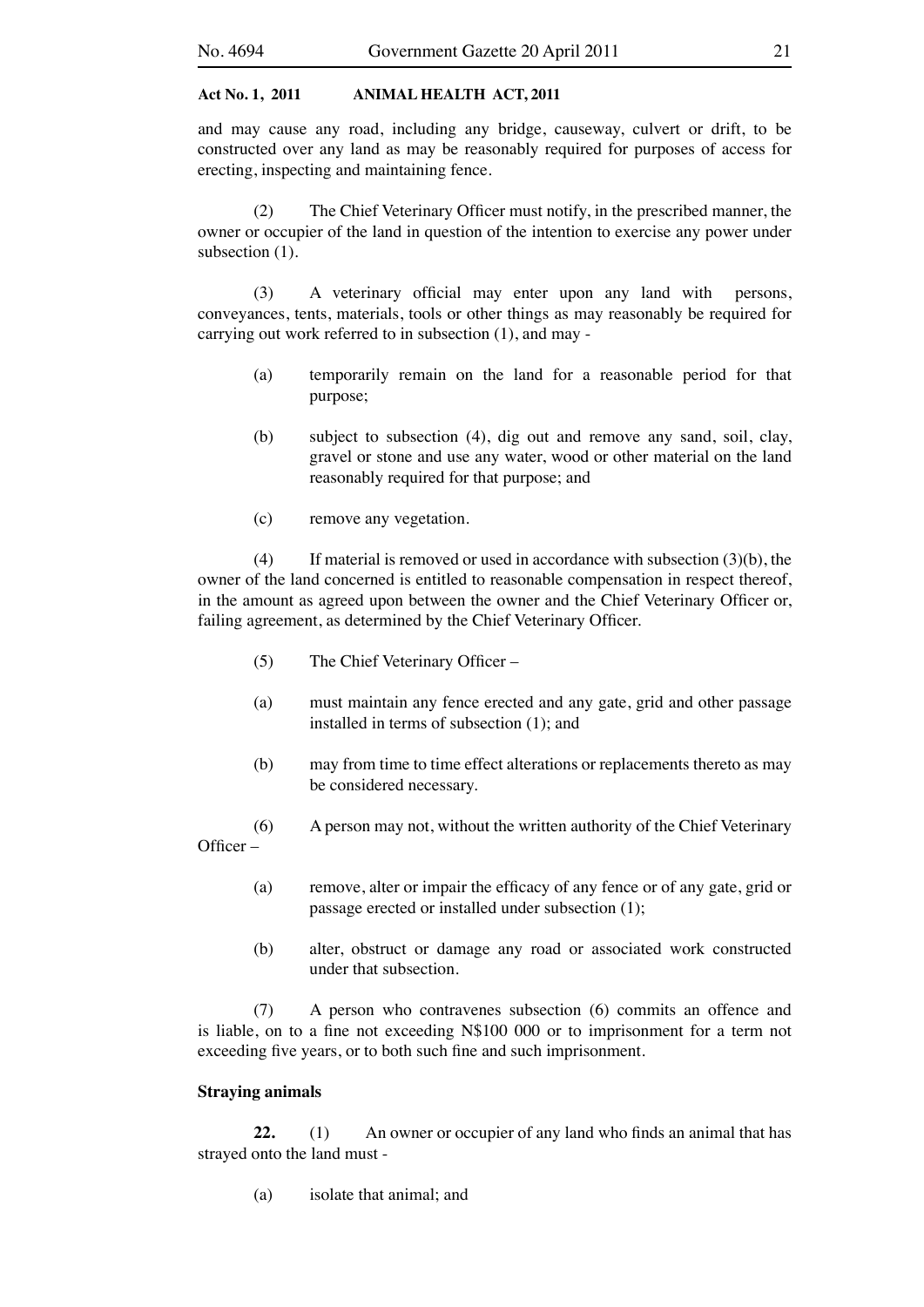and may cause any road, including any bridge, causeway, culvert or drift, to be constructed over any land as may be reasonably required for purposes of access for erecting, inspecting and maintaining fence.

(2) The Chief Veterinary Officer must notify, in the prescribed manner, the owner or occupier of the land in question of the intention to exercise any power under subsection (1).

(3) A veterinary official may enter upon any land with persons, conveyances, tents, materials, tools or other things as may reasonably be required for carrying out work referred to in subsection (1), and may -

(a) temporarily remain on the land for a reasonable period for that purpose;

(b) subject to subsection (4), dig out and remove any sand, soil, clay, gravel or stone and use any water, wood or other material on the land reasonably required for that purpose; and

(c) remove any vegetation.

(4) If material is removed or used in accordance with subsection (3)(b), the owner of the land concerned is entitled to reasonable compensation in respect thereof, in the amount as agreed upon between the owner and the Chief Veterinary Officer or, failing agreement, as determined by the Chief Veterinary Officer.

(5) The Chief Veterinary Officer –

(a) must maintain any fence erected and any gate, grid and other passage installed in terms of subsection (1); and

(b) may from time to time effect alterations or replacements thereto as may be considered necessary.

(6) A person may not, without the written authority of the Chief Veterinary Officer –

(a) remove, alter or impair the efficacy of any fence or of any gate, grid or passage erected or installed under subsection (1);

(b) alter, obstruct or damage any road or associated work constructed under that subsection.

(7) A person who contravenes subsection (6) commits an offence and is liable, on to a fine not exceeding N$100 000 or to imprisonment for a term not exceeding five years, or to both such fine and such imprisonment.

**Straying animals**

**22.** (1) An owner or occupier of any land who finds an animal that has strayed onto the land must -

(a) isolate that animal; and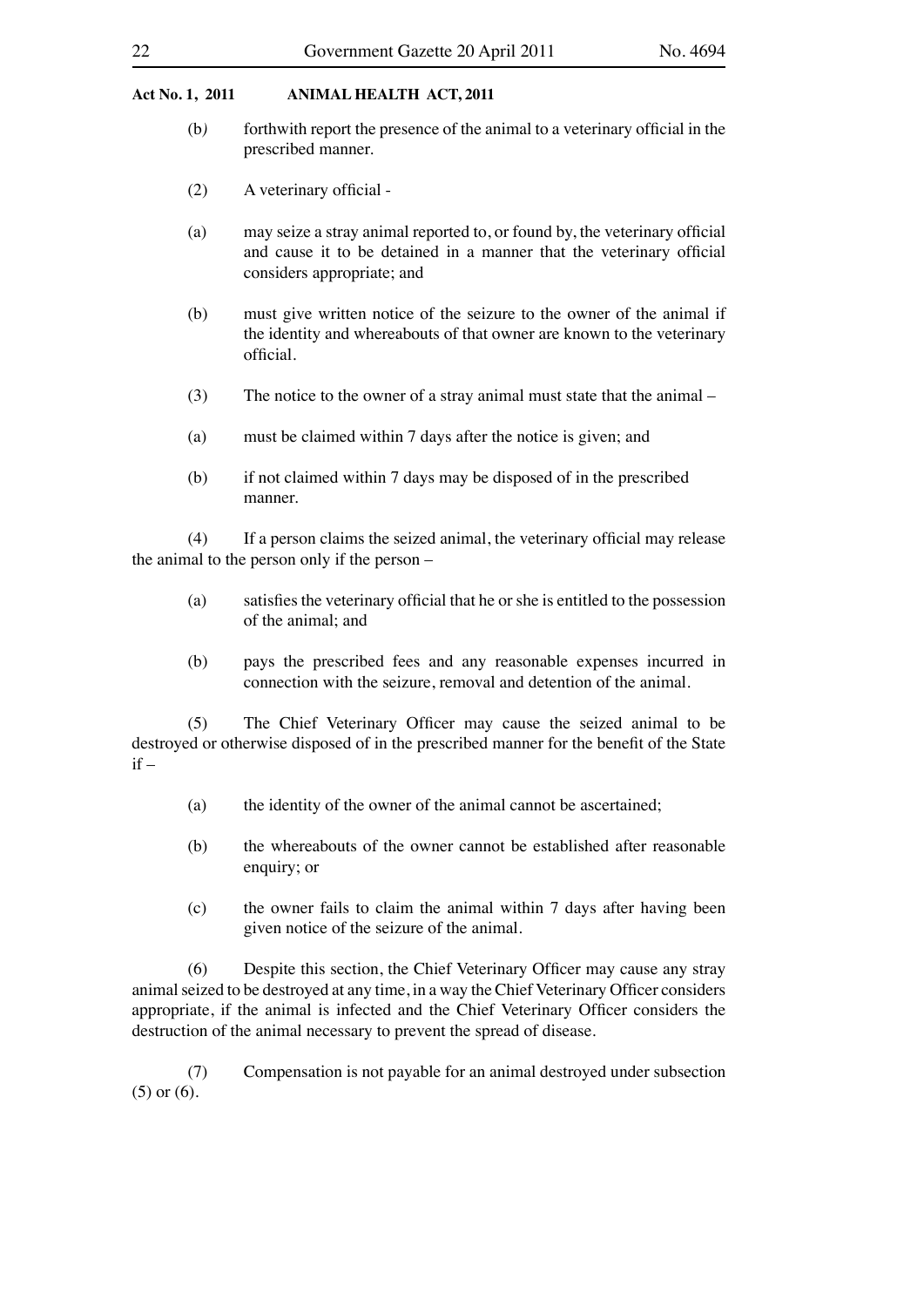(b) forthwith report the presence of the animal to a veterinary official in the prescribed manner.

(2) A veterinary official -

(a) may seize a stray animal reported to, or found by, the veterinary official and cause it to be detained in a manner that the veterinary official considers appropriate; and

(b) must give written notice of the seizure to the owner of the animal if the identity and whereabouts of that owner are known to the veterinary official.

(3) The notice to the owner of a stray animal must state that the animal –

(a) must be claimed within 7 days after the notice is given; and

(b) if not claimed within 7 days may be disposed of in the prescribed manner.

(4) If a person claims the seized animal, the veterinary official may release the animal to the person only if the person –

(a) satisfies the veterinary official that he or she is entitled to the possession of the animal; and

(b) pays the prescribed fees and any reasonable expenses incurred in connection with the seizure, removal and detention of the animal.

(5) The Chief Veterinary Officer may cause the seized animal to be destroyed or otherwise disposed of in the prescribed manner for the benefit of the State if –

(a) the identity of the owner of the animal cannot be ascertained;

(b) the whereabouts of the owner cannot be established after reasonable enquiry; or

(c) the owner fails to claim the animal within 7 days after having been given notice of the seizure of the animal.

(6) Despite this section, the Chief Veterinary Officer may cause any stray animal seized to be destroyed at any time, in a way the Chief Veterinary Officer considers appropriate, if the animal is infected and the Chief Veterinary Officer considers the destruction of the animal necessary to prevent the spread of disease.

(7) Compensation is not payable for an animal destroyed under subsection (5) or (6).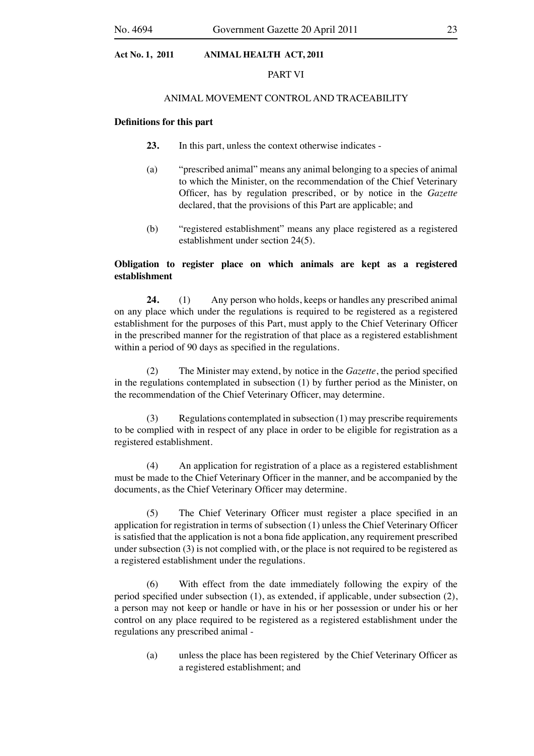**Act No. 1, 2011 ANIMAL HEALTH ACT, 2011**

## PART VI

## ANIMAL MOVEMENT CONTROL AND TRACEABILITY

**Definitions for this part**

**23.** In this part, unless the context otherwise indicates -

(a) "prescribed animal" means any animal belonging to a species of animal to which the Minister, on the recommendation of the Chief Veterinary Officer, has by regulation prescribed, or by notice in the *Gazette* declared, that the provisions of this Part are applicable; and

(b) "registered establishment" means any place registered as a registered establishment under section 24(5).

**Obligation to register place on which animals are kept as a registered establishment**

**24.** (1) Any person who holds, keeps or handles any prescribed animal on any place which under the regulations is required to be registered as a registered establishment for the purposes of this Part, must apply to the Chief Veterinary Officer in the prescribed manner for the registration of that place as a registered establishment within a period of 90 days as specified in the regulations.

(2) The Minister may extend, by notice in the *Gazette*, the period specified in the regulations contemplated in subsection (1) by further period as the Minister, on the recommendation of the Chief Veterinary Officer, may determine.

(3) Regulations contemplated in subsection (1) may prescribe requirements to be complied with in respect of any place in order to be eligible for registration as a registered establishment.

(4) An application for registration of a place as a registered establishment must be made to the Chief Veterinary Officer in the manner, and be accompanied by the documents, as the Chief Veterinary Officer may determine.

(5) The Chief Veterinary Officer must register a place specified in an application for registration in terms of subsection (1) unless the Chief Veterinary Officer is satisfied that the application is not a bona fide application, any requirement prescribed under subsection (3) is not complied with, or the place is not required to be registered as a registered establishment under the regulations.

(6) With effect from the date immediately following the expiry of the period specified under subsection (1), as extended, if applicable, under subsection (2), a person may not keep or handle or have in his or her possession or under his or her control on any place required to be registered as a registered establishment under the regulations any prescribed animal -

(a) unless the place has been registered by the Chief Veterinary Officer as a registered establishment; and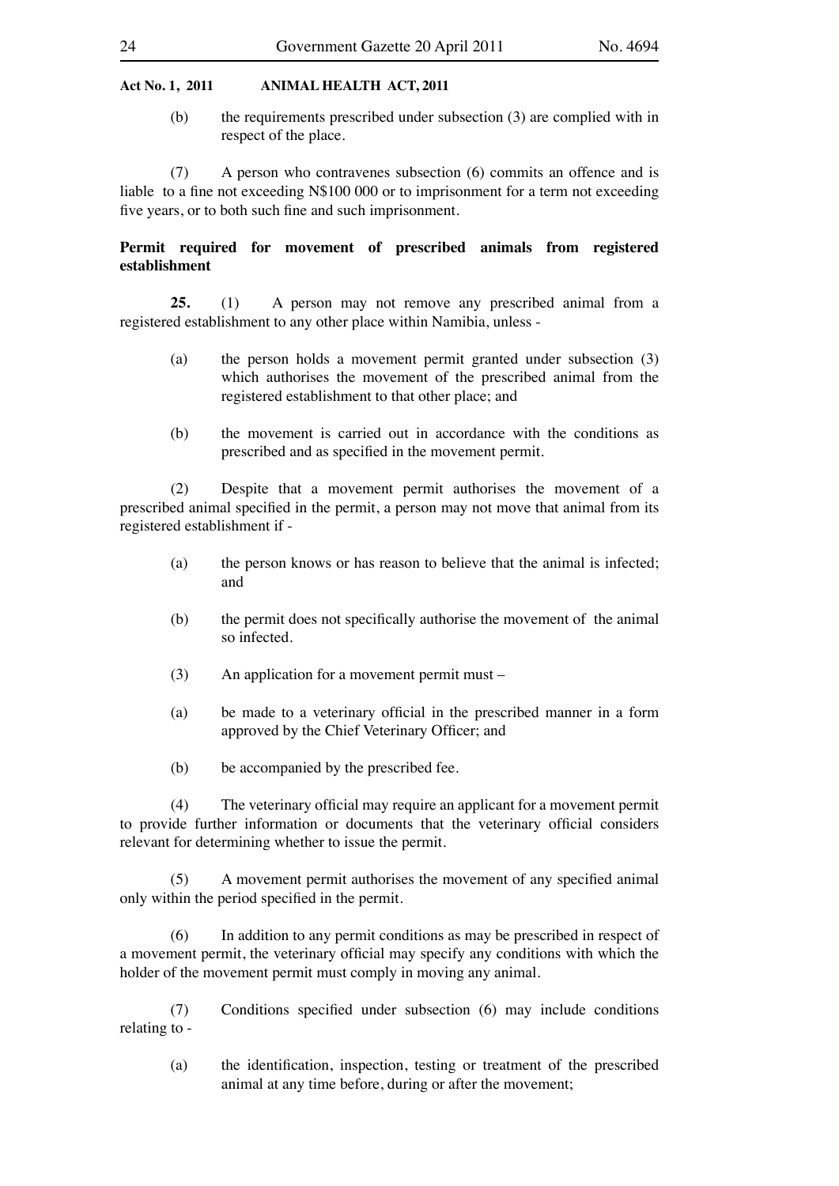(b) the requirements prescribed under subsection (3) are complied with in respect of the place.

(7) A person who contravenes subsection (6) commits an offence and is liable to a fine not exceeding N$100 000 or to imprisonment for a term not exceeding five years, or to both such fine and such imprisonment.

**Permit required for movement of prescribed animals from registered establishment**

**25.** (1) A person may not remove any prescribed animal from a registered establishment to any other place within Namibia, unless -

(a) the person holds a movement permit granted under subsection (3) which authorises the movement of the prescribed animal from the registered establishment to that other place; and

(b) the movement is carried out in accordance with the conditions as prescribed and as specified in the movement permit.

(2) Despite that a movement permit authorises the movement of a prescribed animal specified in the permit, a person may not move that animal from its registered establishment if -

(a) the person knows or has reason to believe that the animal is infected; and

(b) the permit does not specifically authorise the movement of the animal so infected.

(3) An application for a movement permit must –

(a) be made to a veterinary official in the prescribed manner in a form approved by the Chief Veterinary Officer; and

(b) be accompanied by the prescribed fee.

(4) The veterinary official may require an applicant for a movement permit to provide further information or documents that the veterinary official considers relevant for determining whether to issue the permit.

(5) A movement permit authorises the movement of any specified animal only within the period specified in the permit.

(6) In addition to any permit conditions as may be prescribed in respect of a movement permit, the veterinary official may specify any conditions with which the holder of the movement permit must comply in moving any animal.

(7) Conditions specified under subsection (6) may include conditions relating to -

(a) the identification, inspection, testing or treatment of the prescribed animal at any time before, during or after the movement;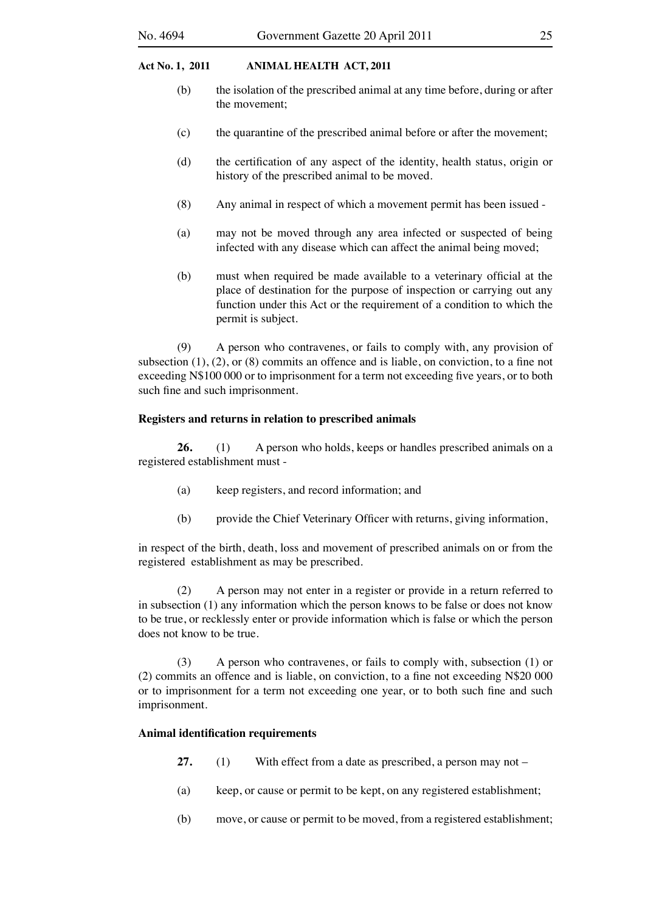(b) the isolation of the prescribed animal at any time before, during or after the movement;

(c) the quarantine of the prescribed animal before or after the movement;

(d) the certification of any aspect of the identity, health status, origin or history of the prescribed animal to be moved.

(8) Any animal in respect of which a movement permit has been issued -

(a) may not be moved through any area infected or suspected of being infected with any disease which can affect the animal being moved;

(b) must when required be made available to a veterinary official at the place of destination for the purpose of inspection or carrying out any function under this Act or the requirement of a condition to which the permit is subject.

(9) A person who contravenes, or fails to comply with, any provision of subsection (1), (2), or (8) commits an offence and is liable, on conviction, to a fine not exceeding N$100 000 or to imprisonment for a term not exceeding five years, or to both such fine and such imprisonment.

**Registers and returns in relation to prescribed animals**

**26.** (1) A person who holds, keeps or handles prescribed animals on a registered establishment must -

(a) keep registers, and record information; and

(b) provide the Chief Veterinary Officer with returns, giving information,

in respect of the birth, death, loss and movement of prescribed animals on or from the registered establishment as may be prescribed.

(2) A person may not enter in a register or provide in a return referred to in subsection (1) any information which the person knows to be false or does not know to be true, or recklessly enter or provide information which is false or which the person does not know to be true.

(3) A person who contravenes, or fails to comply with, subsection (1) or (2) commits an offence and is liable, on conviction, to a fine not exceeding N$20 000 or to imprisonment for a term not exceeding one year, or to both such fine and such imprisonment.

**Animal identification requirements**

**27.** (1) With effect from a date as prescribed, a person may not –

(a) keep, or cause or permit to be kept, on any registered establishment;

(b) move, or cause or permit to be moved, from a registered establishment;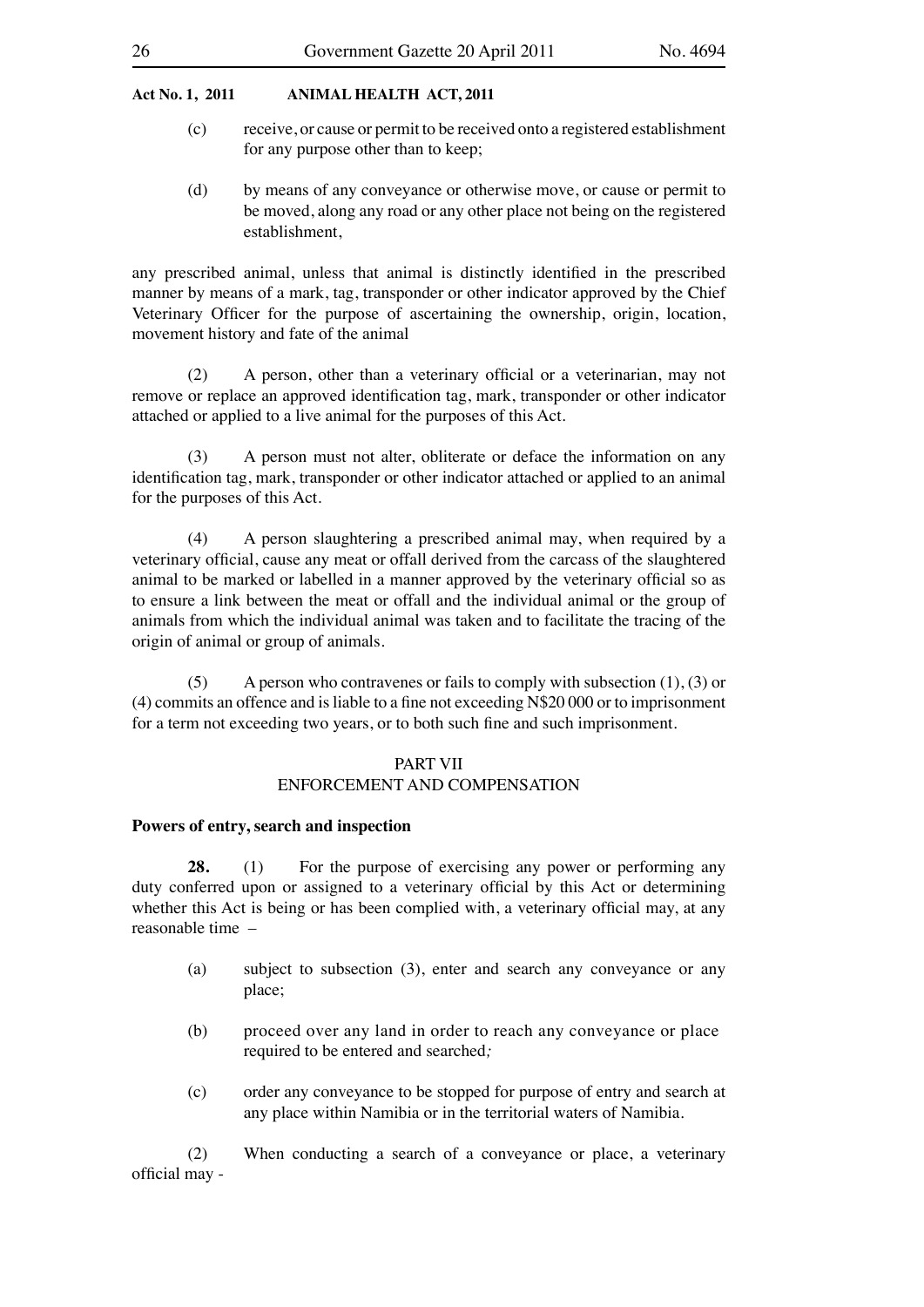(c) receive, or cause or permit to be received onto a registered establishment for any purpose other than to keep;

(d) by means of any conveyance or otherwise move, or cause or permit to be moved, along any road or any other place not being on the registered establishment,

any prescribed animal, unless that animal is distinctly identified in the prescribed manner by means of a mark, tag, transponder or other indicator approved by the Chief Veterinary Officer for the purpose of ascertaining the ownership, origin, location, movement history and fate of the animal

(2) A person, other than a veterinary official or a veterinarian, may not remove or replace an approved identification tag, mark, transponder or other indicator attached or applied to a live animal for the purposes of this Act.

(3) A person must not alter, obliterate or deface the information on any identification tag, mark, transponder or other indicator attached or applied to an animal for the purposes of this Act.

(4) A person slaughtering a prescribed animal may, when required by a veterinary official, cause any meat or offall derived from the carcass of the slaughtered animal to be marked or labelled in a manner approved by the veterinary official so as to ensure a link between the meat or offall and the individual animal or the group of animals from which the individual animal was taken and to facilitate the tracing of the origin of animal or group of animals.

(5) A person who contravenes or fails to comply with subsection (1), (3) or (4) commits an offence and is liable to a fine not exceeding N$20 000 or to imprisonment for a term not exceeding two years, or to both such fine and such imprisonment.

## PART VII
## ENFORCEMENT AND COMPENSATION

**Powers of entry, search and inspection**

**28.** (1) For the purpose of exercising any power or performing any duty conferred upon or assigned to a veterinary official by this Act or determining whether this Act is being or has been complied with, a veterinary official may, at any reasonable time –

(a) subject to subsection (3), enter and search any conveyance or any place;

(b) proceed over any land in order to reach any conveyance or place required to be entered and searched;

(c) order any conveyance to be stopped for purpose of entry and search at any place within Namibia or in the territorial waters of Namibia.

(2) When conducting a search of a conveyance or place, a veterinary official may -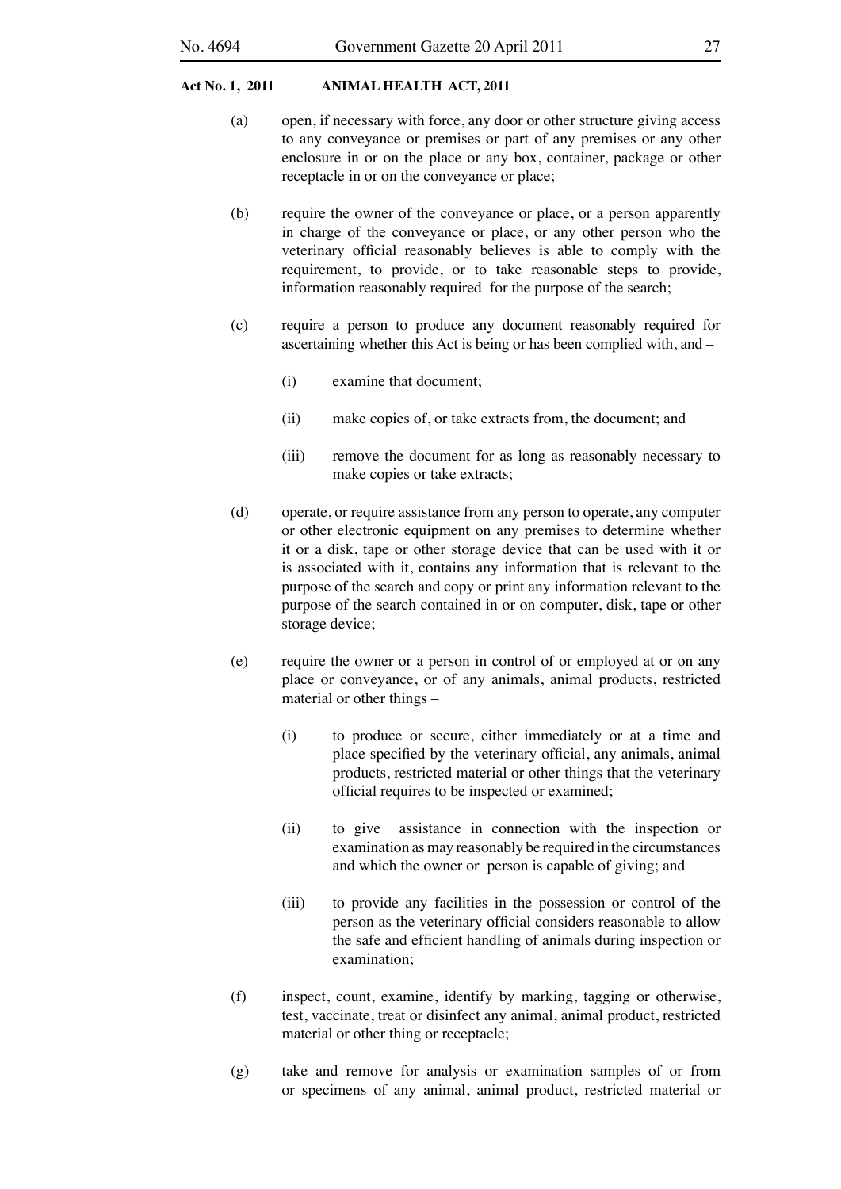(a) open, if necessary with force, any door or other structure giving access to any conveyance or premises or part of any premises or any other enclosure in or on the place or any box, container, package or other receptacle in or on the conveyance or place;

(b) require the owner of the conveyance or place, or a person apparently in charge of the conveyance or place, or any other person who the veterinary official reasonably believes is able to comply with the requirement, to provide, or to take reasonable steps to provide, information reasonably required for the purpose of the search;

(c) require a person to produce any document reasonably required for ascertaining whether this Act is being or has been complied with, and –

  (i) examine that document;

  (ii) make copies of, or take extracts from, the document; and

  (iii) remove the document for as long as reasonably necessary to make copies or take extracts;

(d) operate, or require assistance from any person to operate, any computer or other electronic equipment on any premises to determine whether it or a disk, tape or other storage device that can be used with it or is associated with it, contains any information that is relevant to the purpose of the search and copy or print any information relevant to the purpose of the search contained in or on computer, disk, tape or other storage device;

(e) require the owner or a person in control of or employed at or on any place or conveyance, or of any animals, animal products, restricted material or other things –

  (i) to produce or secure, either immediately or at a time and place specified by the veterinary official, any animals, animal products, restricted material or other things that the veterinary official requires to be inspected or examined;

  (ii) to give assistance in connection with the inspection or examination as may reasonably be required in the circumstances and which the owner or person is capable of giving; and

  (iii) to provide any facilities in the possession or control of the person as the veterinary official considers reasonable to allow the safe and efficient handling of animals during inspection or examination;

(f) inspect, count, examine, identify by marking, tagging or otherwise, test, vaccinate, treat or disinfect any animal, animal product, restricted material or other thing or receptacle;

(g) take and remove for analysis or examination samples of or from or specimens of any animal, animal product, restricted material or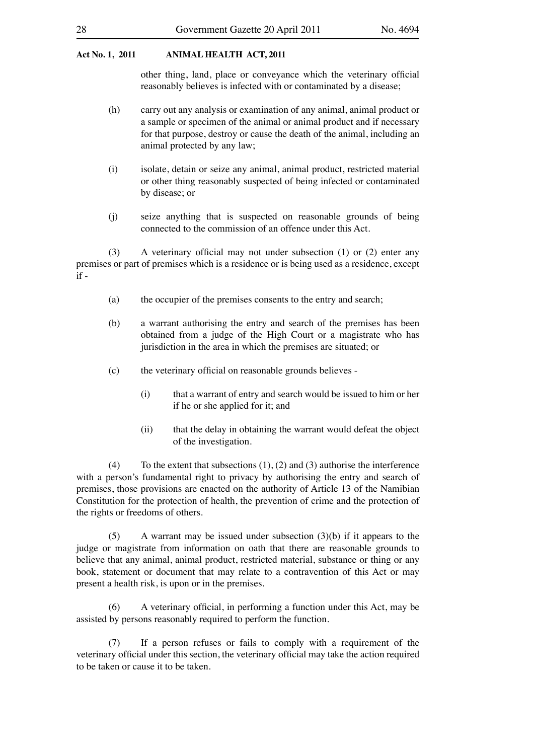other thing, land, place or conveyance which the veterinary official reasonably believes is infected with or contaminated by a disease;

(h) carry out any analysis or examination of any animal, animal product or a sample or specimen of the animal or animal product and if necessary for that purpose, destroy or cause the death of the animal, including an animal protected by any law;

(i) isolate, detain or seize any animal, animal product, restricted material or other thing reasonably suspected of being infected or contaminated by disease; or

(j) seize anything that is suspected on reasonable grounds of being connected to the commission of an offence under this Act.

(3) A veterinary official may not under subsection (1) or (2) enter any premises or part of premises which is a residence or is being used as a residence, except if -

(a) the occupier of the premises consents to the entry and search;

(b) a warrant authorising the entry and search of the premises has been obtained from a judge of the High Court or a magistrate who has jurisdiction in the area in which the premises are situated; or

(c) the veterinary official on reasonable grounds believes -

(i) that a warrant of entry and search would be issued to him or her if he or she applied for it; and

(ii) that the delay in obtaining the warrant would defeat the object of the investigation.

(4) To the extent that subsections (1), (2) and (3) authorise the interference with a person's fundamental right to privacy by authorising the entry and search of premises, those provisions are enacted on the authority of Article 13 of the Namibian Constitution for the protection of health, the prevention of crime and the protection of the rights or freedoms of others.

(5) A warrant may be issued under subsection (3)(b) if it appears to the judge or magistrate from information on oath that there are reasonable grounds to believe that any animal, animal product, restricted material, substance or thing or any book, statement or document that may relate to a contravention of this Act or may present a health risk, is upon or in the premises.

(6) A veterinary official, in performing a function under this Act, may be assisted by persons reasonably required to perform the function.

(7) If a person refuses or fails to comply with a requirement of the veterinary official under this section, the veterinary official may take the action required to be taken or cause it to be taken.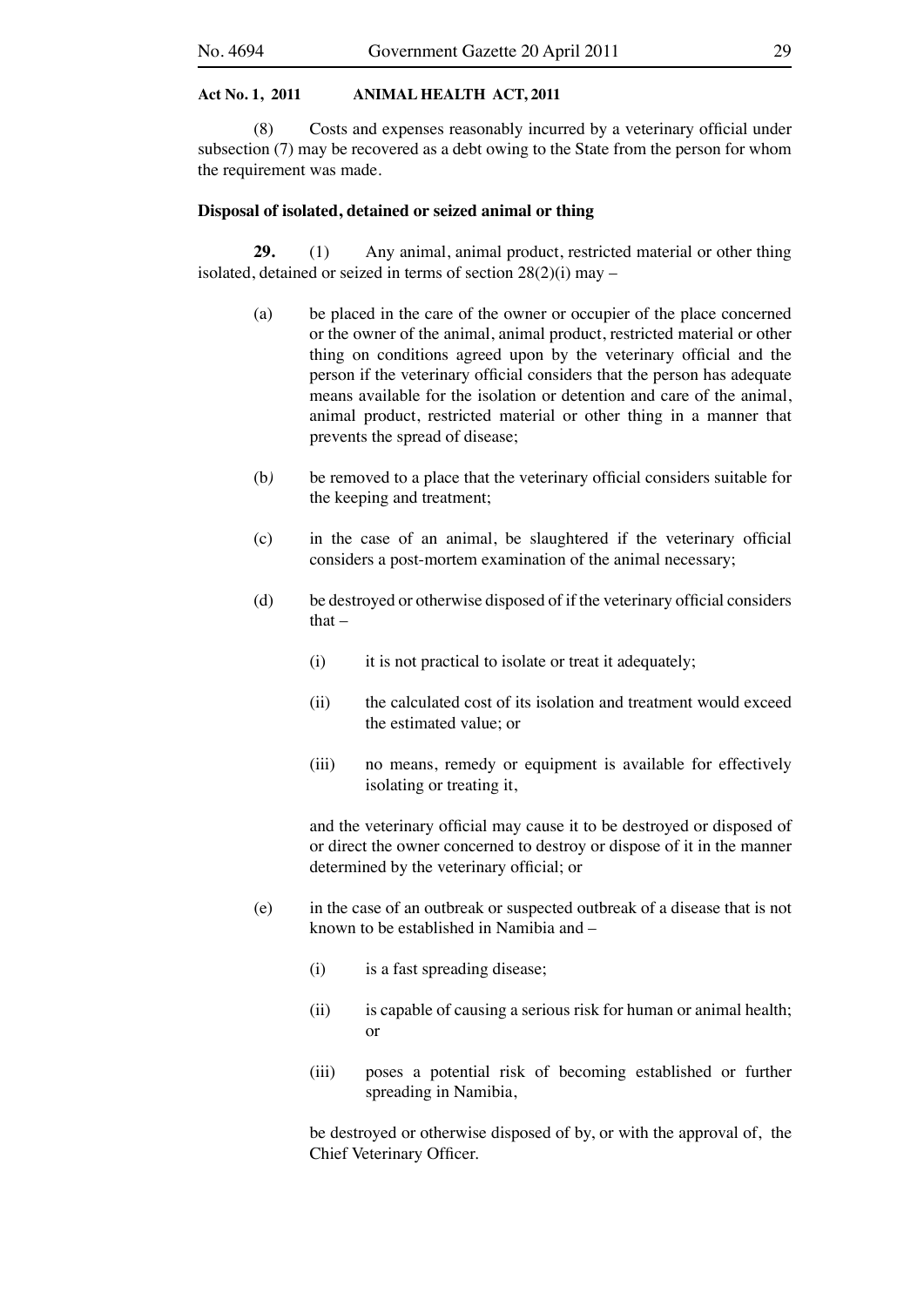(8) Costs and expenses reasonably incurred by a veterinary official under subsection (7) may be recovered as a debt owing to the State from the person for whom the requirement was made.

**Disposal of isolated, detained or seized animal or thing**

**29.** (1) Any animal, animal product, restricted material or other thing isolated, detained or seized in terms of section 28(2)(i) may –

(a) be placed in the care of the owner or occupier of the place concerned or the owner of the animal, animal product, restricted material or other thing on conditions agreed upon by the veterinary official and the person if the veterinary official considers that the person has adequate means available for the isolation or detention and care of the animal, animal product, restricted material or other thing in a manner that prevents the spread of disease;

(b) be removed to a place that the veterinary official considers suitable for the keeping and treatment;

(c) in the case of an animal, be slaughtered if the veterinary official considers a post-mortem examination of the animal necessary;

(d) be destroyed or otherwise disposed of if the veterinary official considers that –

(i) it is not practical to isolate or treat it adequately;

(ii) the calculated cost of its isolation and treatment would exceed the estimated value; or

(iii) no means, remedy or equipment is available for effectively isolating or treating it,

and the veterinary official may cause it to be destroyed or disposed of or direct the owner concerned to destroy or dispose of it in the manner determined by the veterinary official; or

(e) in the case of an outbreak or suspected outbreak of a disease that is not known to be established in Namibia and –

(i) is a fast spreading disease;

(ii) is capable of causing a serious risk for human or animal health; or

(iii) poses a potential risk of becoming established or further spreading in Namibia,

be destroyed or otherwise disposed of by, or with the approval of, the Chief Veterinary Officer.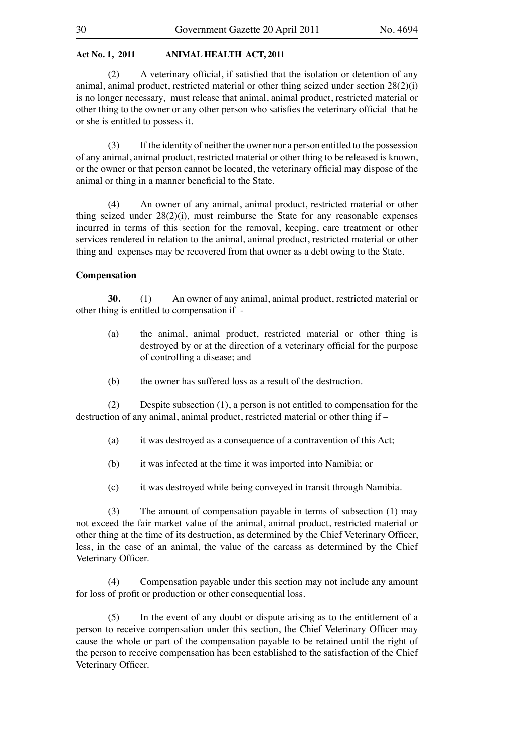(2) A veterinary official, if satisfied that the isolation or detention of any animal, animal product, restricted material or other thing seized under section 28(2)(i) is no longer necessary, must release that animal, animal product, restricted material or other thing to the owner or any other person who satisfies the veterinary official that he or she is entitled to possess it.

(3) If the identity of neither the owner nor a person entitled to the possession of any animal, animal product, restricted material or other thing to be released is known, or the owner or that person cannot be located, the veterinary official may dispose of the animal or thing in a manner beneficial to the State.

(4) An owner of any animal, animal product, restricted material or other thing seized under 28(2)(i), must reimburse the State for any reasonable expenses incurred in terms of this section for the removal, keeping, care treatment or other services rendered in relation to the animal, animal product, restricted material or other thing and expenses may be recovered from that owner as a debt owing to the State.

**Compensation**

**30.** (1) An owner of any animal, animal product, restricted material or other thing is entitled to compensation if -

(a) the animal, animal product, restricted material or other thing is destroyed by or at the direction of a veterinary official for the purpose of controlling a disease; and

(b) the owner has suffered loss as a result of the destruction.

(2) Despite subsection (1), a person is not entitled to compensation for the destruction of any animal, animal product, restricted material or other thing if –

(a) it was destroyed as a consequence of a contravention of this Act;

(b) it was infected at the time it was imported into Namibia; or

(c) it was destroyed while being conveyed in transit through Namibia.

(3) The amount of compensation payable in terms of subsection (1) may not exceed the fair market value of the animal, animal product, restricted material or other thing at the time of its destruction, as determined by the Chief Veterinary Officer, less, in the case of an animal, the value of the carcass as determined by the Chief Veterinary Officer.

(4) Compensation payable under this section may not include any amount for loss of profit or production or other consequential loss.

(5) In the event of any doubt or dispute arising as to the entitlement of a person to receive compensation under this section, the Chief Veterinary Officer may cause the whole or part of the compensation payable to be retained until the right of the person to receive compensation has been established to the satisfaction of the Chief Veterinary Officer.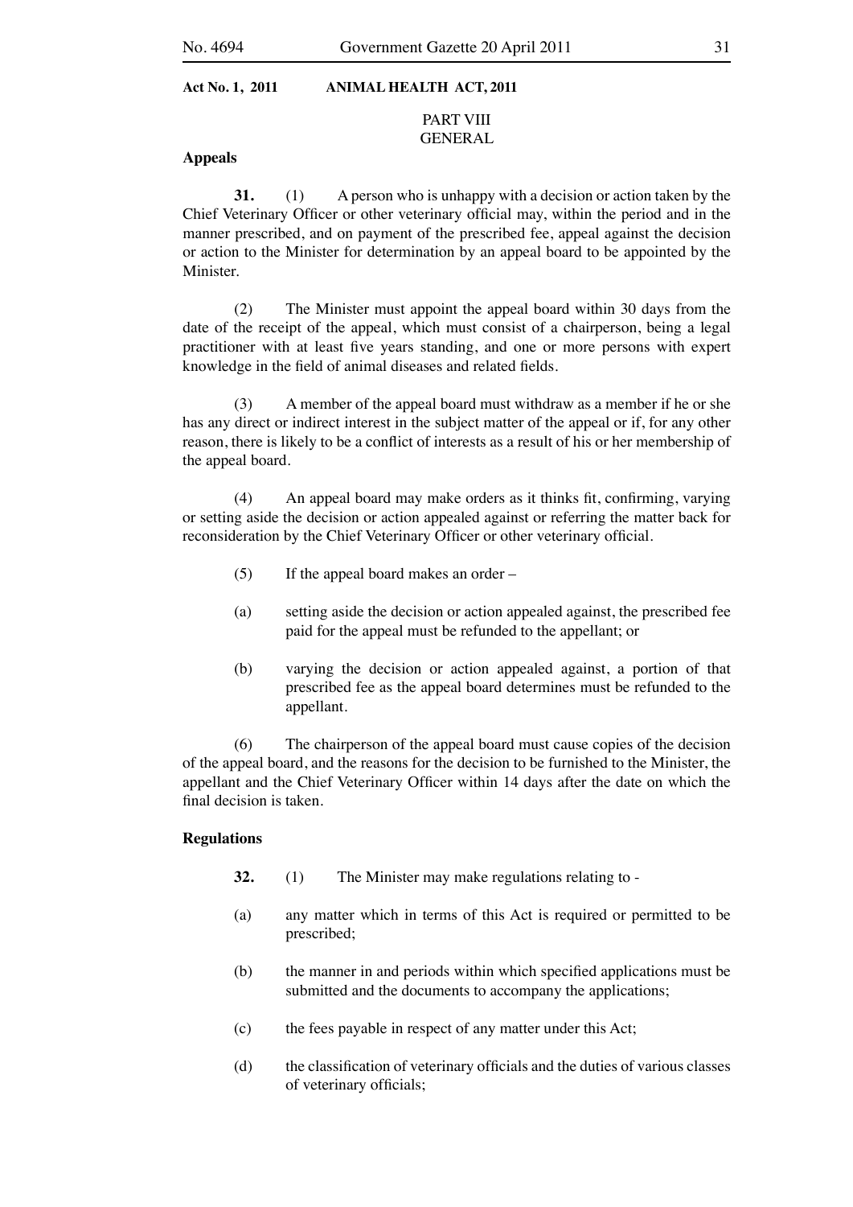PART VIII
GENERAL

**Appeals**

**31.** (1) A person who is unhappy with a decision or action taken by the Chief Veterinary Officer or other veterinary official may, within the period and in the manner prescribed, and on payment of the prescribed fee, appeal against the decision or action to the Minister for determination by an appeal board to be appointed by the Minister.

(2) The Minister must appoint the appeal board within 30 days from the date of the receipt of the appeal, which must consist of a chairperson, being a legal practitioner with at least five years standing, and one or more persons with expert knowledge in the field of animal diseases and related fields.

(3) A member of the appeal board must withdraw as a member if he or she has any direct or indirect interest in the subject matter of the appeal or if, for any other reason, there is likely to be a conflict of interests as a result of his or her membership of the appeal board.

(4) An appeal board may make orders as it thinks fit, confirming, varying or setting aside the decision or action appealed against or referring the matter back for reconsideration by the Chief Veterinary Officer or other veterinary official.

(5) If the appeal board makes an order –

(a) setting aside the decision or action appealed against, the prescribed fee paid for the appeal must be refunded to the appellant; or

(b) varying the decision or action appealed against, a portion of that prescribed fee as the appeal board determines must be refunded to the appellant.

(6) The chairperson of the appeal board must cause copies of the decision of the appeal board, and the reasons for the decision to be furnished to the Minister, the appellant and the Chief Veterinary Officer within 14 days after the date on which the final decision is taken.

**Regulations**

**32.** (1) The Minister may make regulations relating to -

(a) any matter which in terms of this Act is required or permitted to be prescribed;

(b) the manner in and periods within which specified applications must be submitted and the documents to accompany the applications;

(c) the fees payable in respect of any matter under this Act;

(d) the classification of veterinary officials and the duties of various classes of veterinary officials;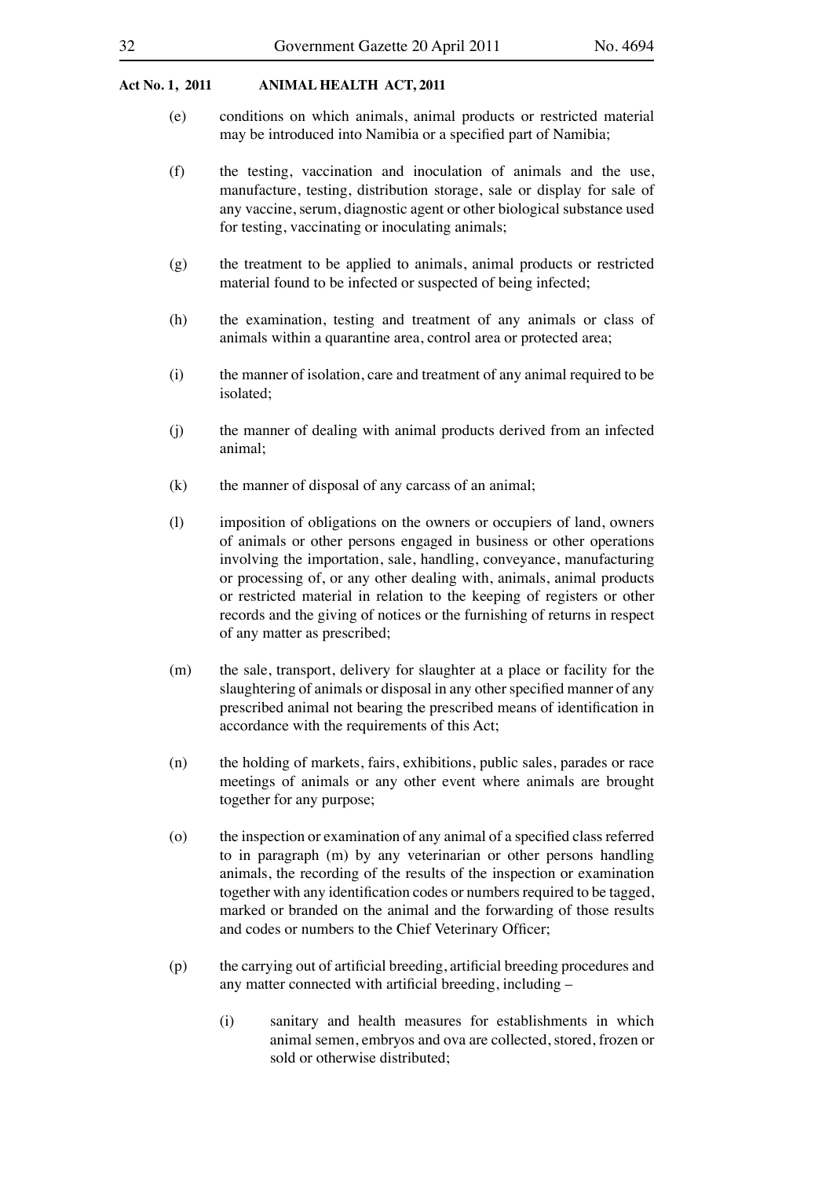(e) conditions on which animals, animal products or restricted material may be introduced into Namibia or a specified part of Namibia;

(f) the testing, vaccination and inoculation of animals and the use, manufacture, testing, distribution storage, sale or display for sale of any vaccine, serum, diagnostic agent or other biological substance used for testing, vaccinating or inoculating animals;

(g) the treatment to be applied to animals, animal products or restricted material found to be infected or suspected of being infected;

(h) the examination, testing and treatment of any animals or class of animals within a quarantine area, control area or protected area;

(i) the manner of isolation, care and treatment of any animal required to be isolated;

(j) the manner of dealing with animal products derived from an infected animal;

(k) the manner of disposal of any carcass of an animal;

(l) imposition of obligations on the owners or occupiers of land, owners of animals or other persons engaged in business or other operations involving the importation, sale, handling, conveyance, manufacturing or processing of, or any other dealing with, animals, animal products or restricted material in relation to the keeping of registers or other records and the giving of notices or the furnishing of returns in respect of any matter as prescribed;

(m) the sale, transport, delivery for slaughter at a place or facility for the slaughtering of animals or disposal in any other specified manner of any prescribed animal not bearing the prescribed means of identification in accordance with the requirements of this Act;

(n) the holding of markets, fairs, exhibitions, public sales, parades or race meetings of animals or any other event where animals are brought together for any purpose;

(o) the inspection or examination of any animal of a specified class referred to in paragraph (m) by any veterinarian or other persons handling animals, the recording of the results of the inspection or examination together with any identification codes or numbers required to be tagged, marked or branded on the animal and the forwarding of those results and codes or numbers to the Chief Veterinary Officer;

(p) the carrying out of artificial breeding, artificial breeding procedures and any matter connected with artificial breeding, including –

   (i) sanitary and health measures for establishments in which animal semen, embryos and ova are collected, stored, frozen or sold or otherwise distributed;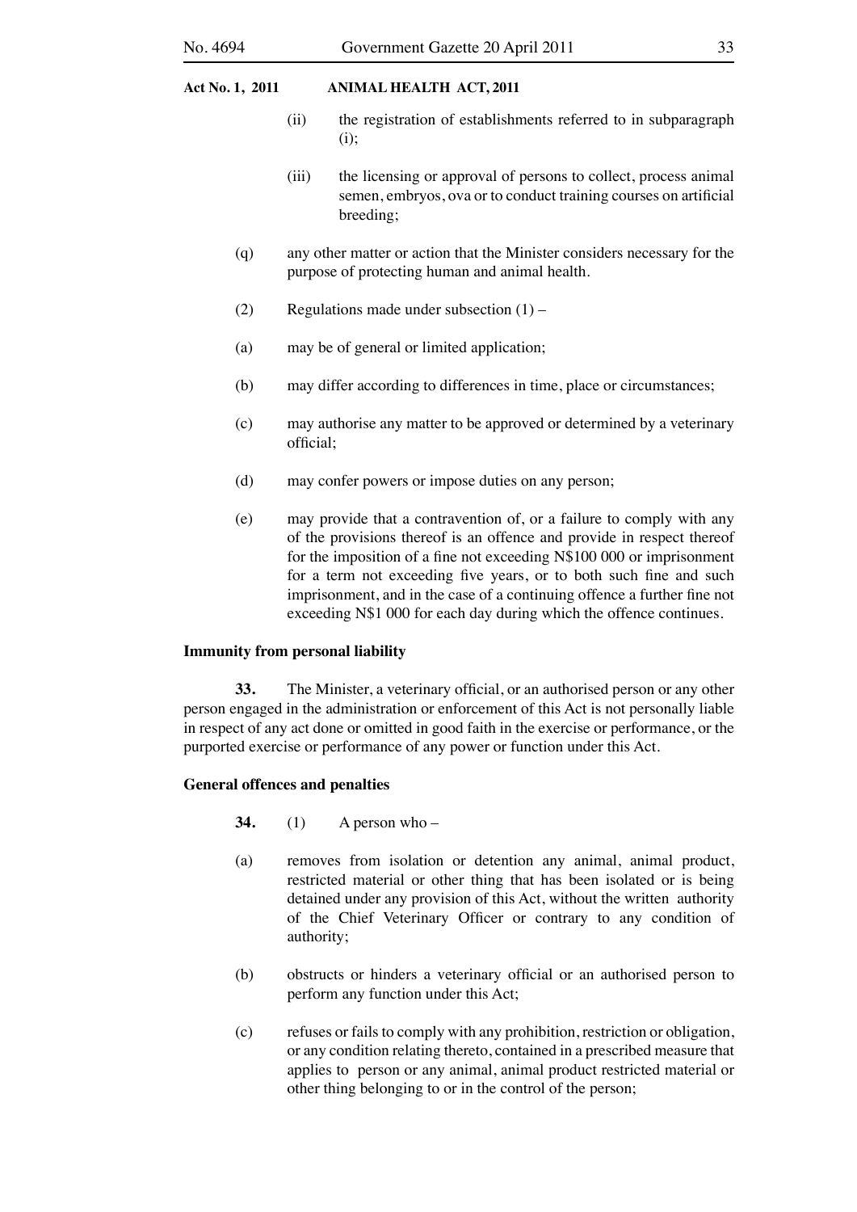(ii) the registration of establishments referred to in subparagraph (i);

(iii) the licensing or approval of persons to collect, process animal semen, embryos, ova or to conduct training courses on artificial breeding;

(q) any other matter or action that the Minister considers necessary for the purpose of protecting human and animal health.

(2) Regulations made under subsection (1) –

(a) may be of general or limited application;

(b) may differ according to differences in time, place or circumstances;

(c) may authorise any matter to be approved or determined by a veterinary official;

(d) may confer powers or impose duties on any person;

(e) may provide that a contravention of, or a failure to comply with any of the provisions thereof is an offence and provide in respect thereof for the imposition of a fine not exceeding N$100 000 or imprisonment for a term not exceeding five years, or to both such fine and such imprisonment, and in the case of a continuing offence a further fine not exceeding N$1 000 for each day during which the offence continues.

**Immunity from personal liability**

**33.** The Minister, a veterinary official, or an authorised person or any other person engaged in the administration or enforcement of this Act is not personally liable in respect of any act done or omitted in good faith in the exercise or performance, or the purported exercise or performance of any power or function under this Act.

**General offences and penalties**

**34.** (1) A person who –

(a) removes from isolation or detention any animal, animal product, restricted material or other thing that has been isolated or is being detained under any provision of this Act, without the written authority of the Chief Veterinary Officer or contrary to any condition of authority;

(b) obstructs or hinders a veterinary official or an authorised person to perform any function under this Act;

(c) refuses or fails to comply with any prohibition, restriction or obligation, or any condition relating thereto, contained in a prescribed measure that applies to person or any animal, animal product restricted material or other thing belonging to or in the control of the person;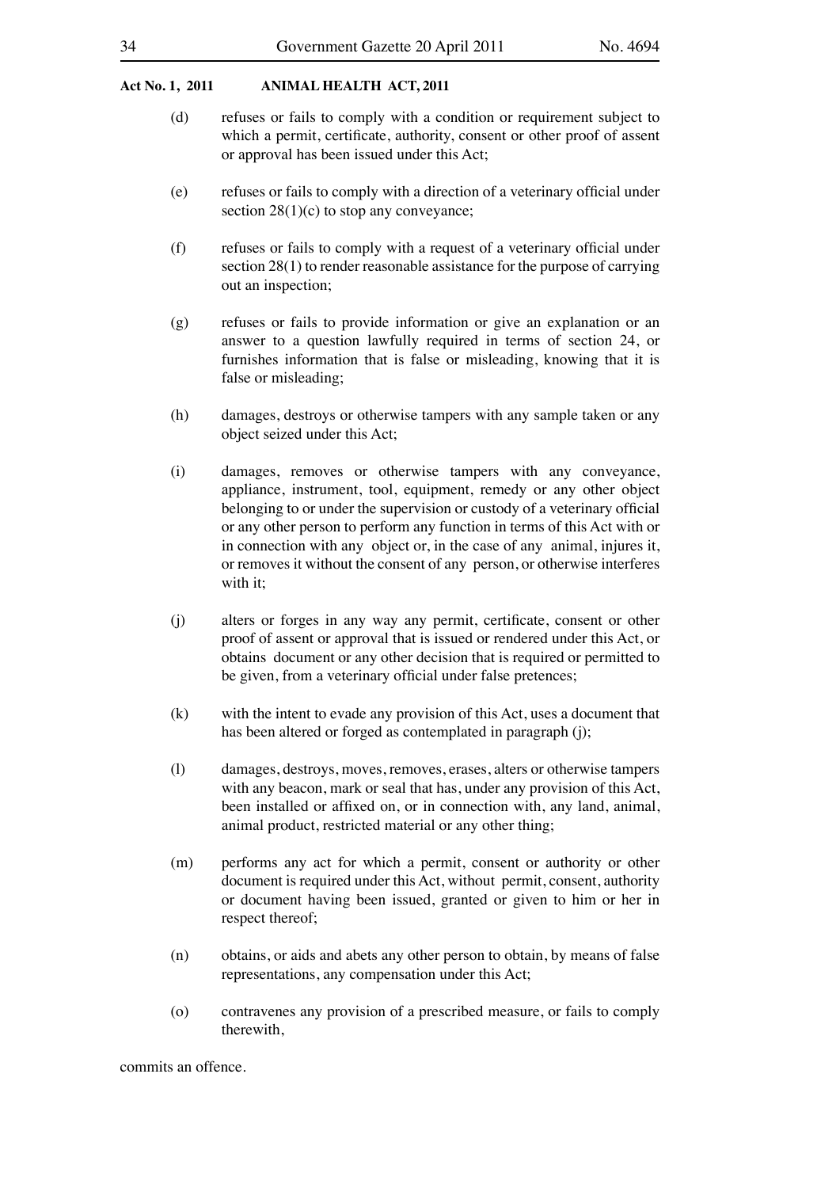(d) refuses or fails to comply with a condition or requirement subject to which a permit, certificate, authority, consent or other proof of assent or approval has been issued under this Act;

(e) refuses or fails to comply with a direction of a veterinary official under section 28(1)(c) to stop any conveyance;

(f) refuses or fails to comply with a request of a veterinary official under section 28(1) to render reasonable assistance for the purpose of carrying out an inspection;

(g) refuses or fails to provide information or give an explanation or an answer to a question lawfully required in terms of section 24, or furnishes information that is false or misleading, knowing that it is false or misleading;

(h) damages, destroys or otherwise tampers with any sample taken or any object seized under this Act;

(i) damages, removes or otherwise tampers with any conveyance, appliance, instrument, tool, equipment, remedy or any other object belonging to or under the supervision or custody of a veterinary official or any other person to perform any function in terms of this Act with or in connection with any object or, in the case of any animal, injures it, or removes it without the consent of any person, or otherwise interferes with it;

(j) alters or forges in any way any permit, certificate, consent or other proof of assent or approval that is issued or rendered under this Act, or obtains document or any other decision that is required or permitted to be given, from a veterinary official under false pretences;

(k) with the intent to evade any provision of this Act, uses a document that has been altered or forged as contemplated in paragraph (j);

(l) damages, destroys, moves, removes, erases, alters or otherwise tampers with any beacon, mark or seal that has, under any provision of this Act, been installed or affixed on, or in connection with, any land, animal, animal product, restricted material or any other thing;

(m) performs any act for which a permit, consent or authority or other document is required under this Act, without permit, consent, authority or document having been issued, granted or given to him or her in respect thereof;

(n) obtains, or aids and abets any other person to obtain, by means of false representations, any compensation under this Act;

(o) contravenes any provision of a prescribed measure, or fails to comply therewith,

commits an offence.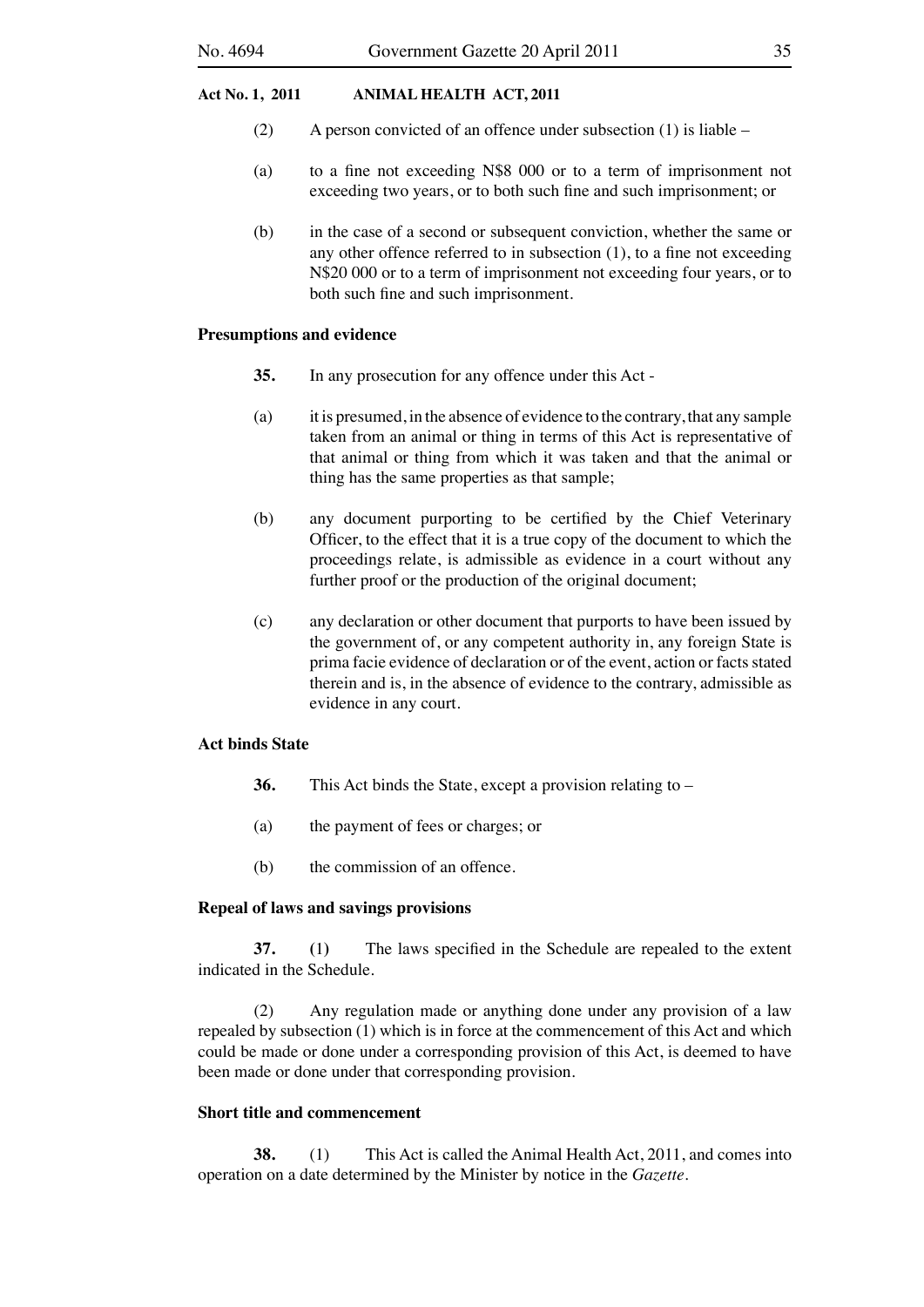(2) A person convicted of an offence under subsection (1) is liable –

(a) to a fine not exceeding N$8 000 or to a term of imprisonment not exceeding two years, or to both such fine and such imprisonment; or

(b) in the case of a second or subsequent conviction, whether the same or any other offence referred to in subsection (1), to a fine not exceeding N$20 000 or to a term of imprisonment not exceeding four years, or to both such fine and such imprisonment.

**Presumptions and evidence**

**35.** In any prosecution for any offence under this Act -

(a) it is presumed, in the absence of evidence to the contrary, that any sample taken from an animal or thing in terms of this Act is representative of that animal or thing from which it was taken and that the animal or thing has the same properties as that sample;

(b) any document purporting to be certified by the Chief Veterinary Officer, to the effect that it is a true copy of the document to which the proceedings relate, is admissible as evidence in a court without any further proof or the production of the original document;

(c) any declaration or other document that purports to have been issued by the government of, or any competent authority in, any foreign State is prima facie evidence of declaration or of the event, action or facts stated therein and is, in the absence of evidence to the contrary, admissible as evidence in any court.

**Act binds State**

**36.** This Act binds the State, except a provision relating to –

(a) the payment of fees or charges; or

(b) the commission of an offence.

**Repeal of laws and savings provisions**

**37.** (1) The laws specified in the Schedule are repealed to the extent indicated in the Schedule.

(2) Any regulation made or anything done under any provision of a law repealed by subsection (1) which is in force at the commencement of this Act and which could be made or done under a corresponding provision of this Act, is deemed to have been made or done under that corresponding provision.

**Short title and commencement**

**38.** (1) This Act is called the Animal Health Act, 2011, and comes into operation on a date determined by the Minister by notice in the *Gazette*.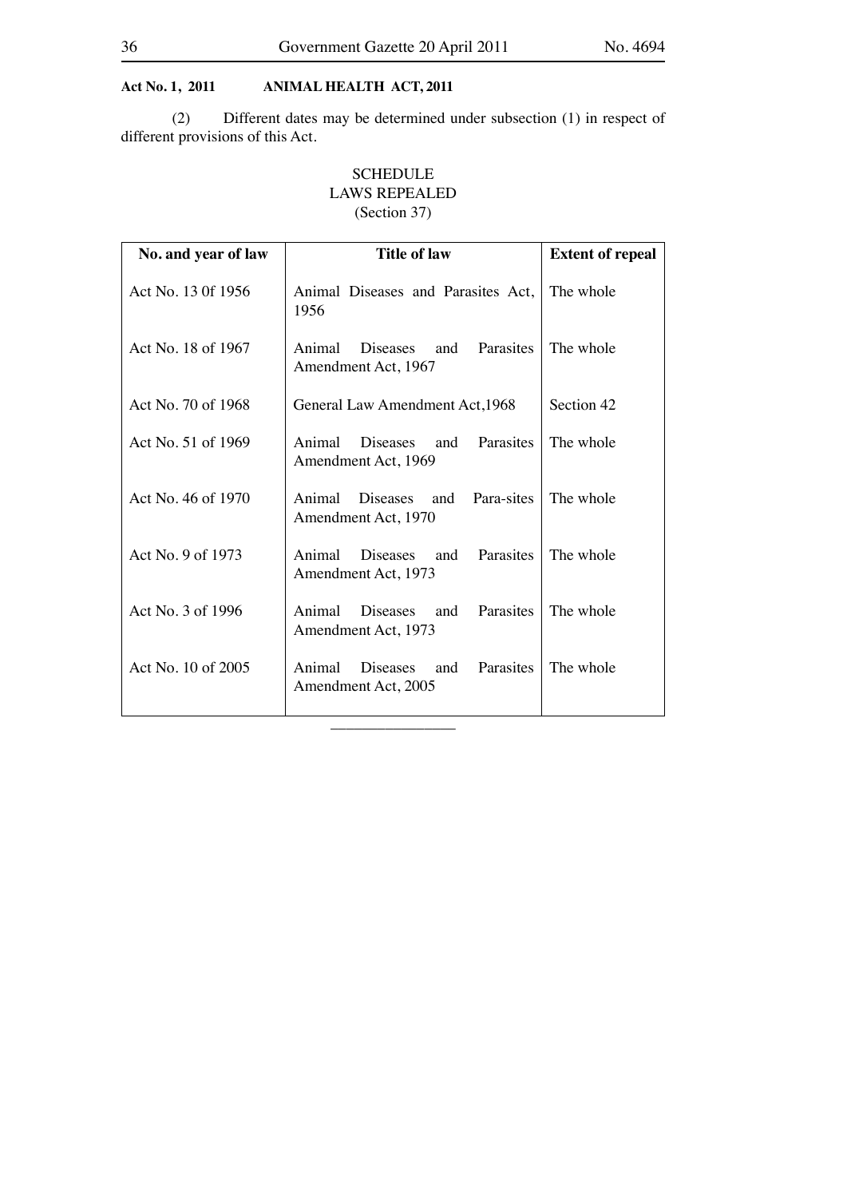**Act No. 1, 2011 ANIMAL HEALTH ACT, 2011**

(2) Different dates may be determined under subsection (1) in respect of different provisions of this Act.

SCHEDULE
LAWS REPEALED
(Section 37)

| No. and year of law | Title of law | Extent of repeal |
|---|---|---|
| Act No. 13 0f 1956 | Animal Diseases and Parasites Act, 1956 | The whole |
| Act No. 18 of 1967 | Animal Diseases and Parasites Amendment Act, 1967 | The whole |
| Act No. 70 of 1968 | General Law Amendment Act,1968 | Section 42 |
| Act No. 51 of 1969 | Animal Diseases and Parasites Amendment Act, 1969 | The whole |
| Act No. 46 of 1970 | Animal Diseases and Para-sites Amendment Act, 1970 | The whole |
| Act No. 9 of 1973 | Animal Diseases and Parasites Amendment Act, 1973 | The whole |
| Act No. 3 of 1996 | Animal Diseases and Parasites Amendment Act, 1973 | The whole |
| Act No. 10 of 2005 | Animal Diseases and Parasites Amendment Act, 2005 | The whole |

________________